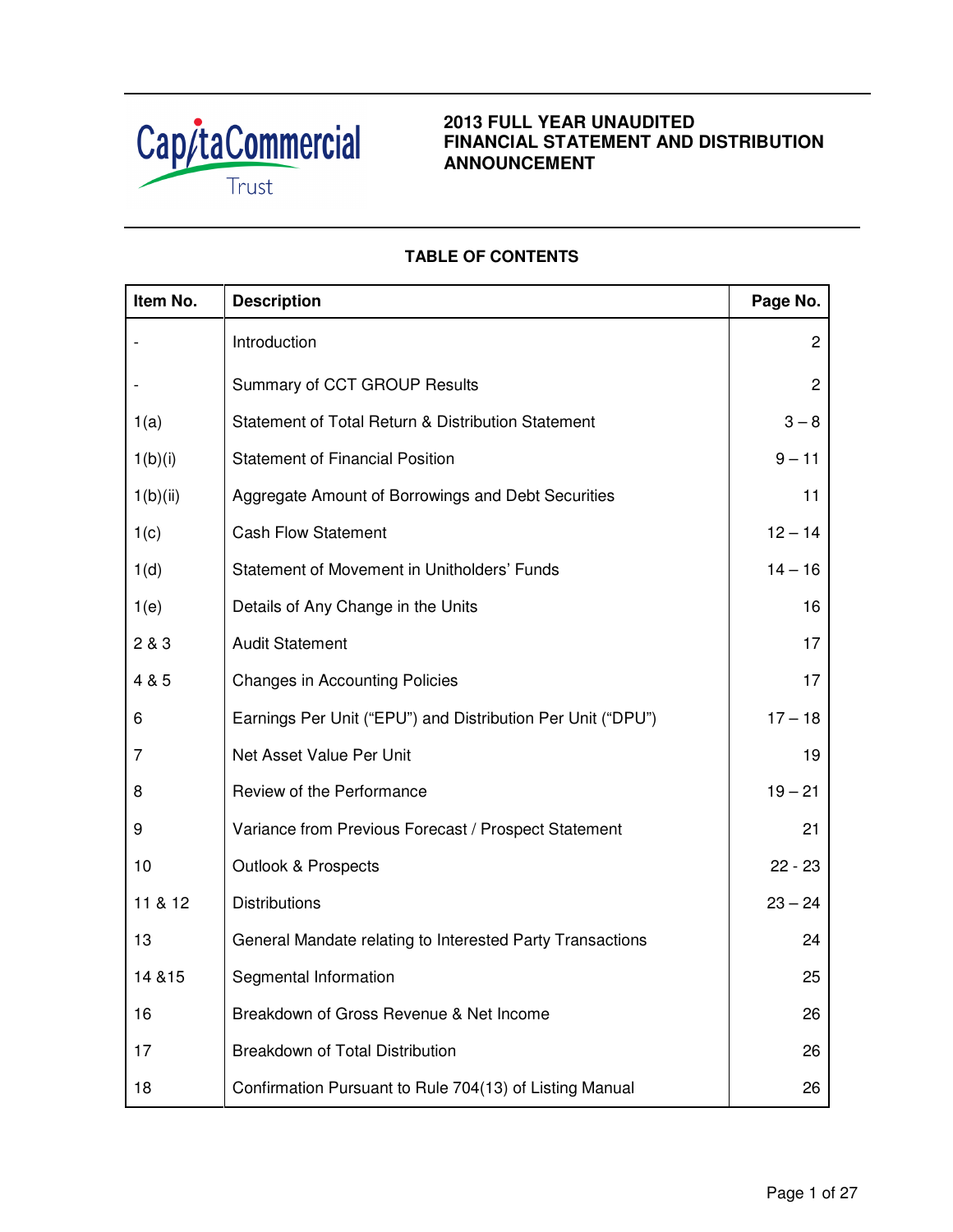CapitaCommercial Trust

# 2013 FULL YEAR UNAUDITED FINANCIAL STATEMENT AND DISTRIBUTION ANNOUNCEMENT

## TABLE OF CONTENTS

| Item No. | Description | Page No. |
|---|---|---|
| - | Introduction | 2 |
| - | Summary of CCT GROUP Results | 2 |
| 1(a) | Statement of Total Return & Distribution Statement | 3 – 8 |
| 1(b)(i) | Statement of Financial Position | 9 – 11 |
| 1(b)(ii) | Aggregate Amount of Borrowings and Debt Securities | 11 |
| 1(c) | Cash Flow Statement | 12 – 14 |
| 1(d) | Statement of Movement in Unitholders' Funds | 14 – 16 |
| 1(e) | Details of Any Change in the Units | 16 |
| 2 & 3 | Audit Statement | 17 |
| 4 & 5 | Changes in Accounting Policies | 17 |
| 6 | Earnings Per Unit ("EPU") and Distribution Per Unit ("DPU") | 17 – 18 |
| 7 | Net Asset Value Per Unit | 19 |
| 8 | Review of the Performance | 19 – 21 |
| 9 | Variance from Previous Forecast / Prospect Statement | 21 |
| 10 | Outlook & Prospects | 22 - 23 |
| 11 & 12 | Distributions | 23 – 24 |
| 13 | General Mandate relating to Interested Party Transactions | 24 |
| 14 &15 | Segmental Information | 25 |
| 16 | Breakdown of Gross Revenue & Net Income | 26 |
| 17 | Breakdown of Total Distribution | 26 |
| 18 | Confirmation Pursuant to Rule 704(13) of Listing Manual | 26 |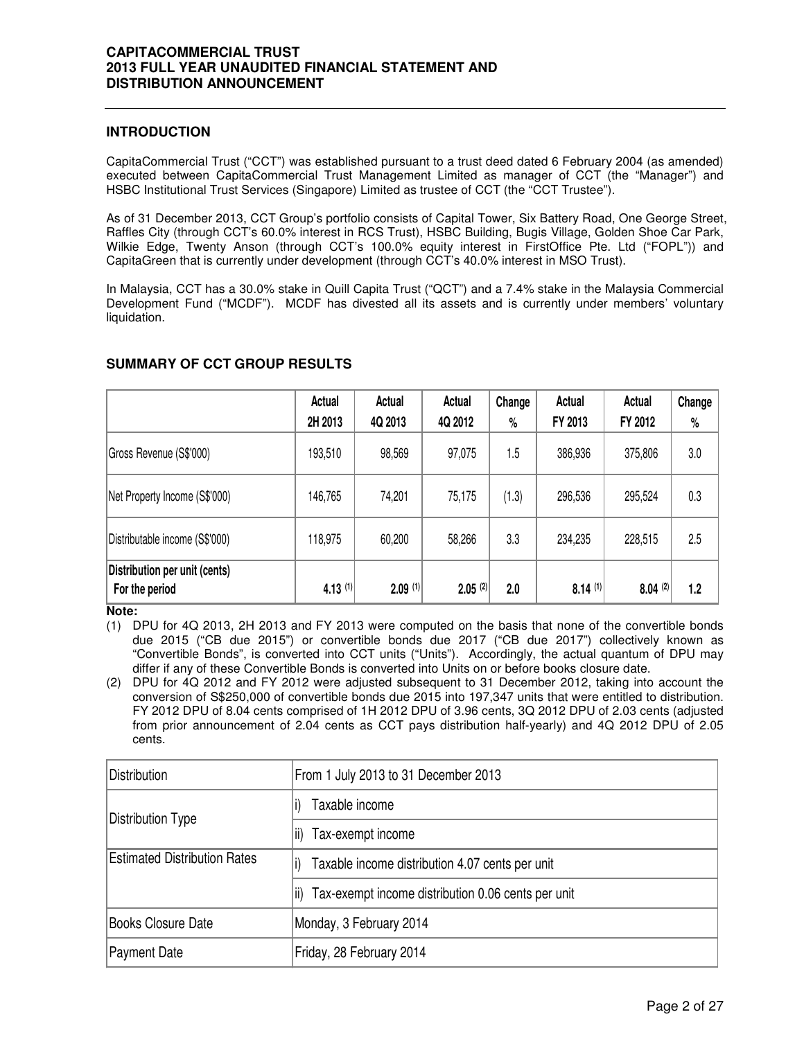## INTRODUCTION

CapitaCommercial Trust ("CCT") was established pursuant to a trust deed dated 6 February 2004 (as amended) executed between CapitaCommercial Trust Management Limited as manager of CCT (the "Manager") and HSBC Institutional Trust Services (Singapore) Limited as trustee of CCT (the "CCT Trustee").

As of 31 December 2013, CCT Group's portfolio consists of Capital Tower, Six Battery Road, One George Street, Raffles City (through CCT's 60.0% interest in RCS Trust), HSBC Building, Bugis Village, Golden Shoe Car Park, Wilkie Edge, Twenty Anson (through CCT's 100.0% equity interest in FirstOffice Pte. Ltd ("FOPL")) and CapitaGreen that is currently under development (through CCT's 40.0% interest in MSO Trust).

In Malaysia, CCT has a 30.0% stake in Quill Capita Trust ("QCT") and a 7.4% stake in the Malaysia Commercial Development Fund ("MCDF"). MCDF has divested all its assets and is currently under members' voluntary liquidation.

## SUMMARY OF CCT GROUP RESULTS

| | Actual 2H 2013 | Actual 4Q 2013 | Actual 4Q 2012 | Change % | Actual FY 2013 | Actual FY 2012 | Change % |
|---|---|---|---|---|---|---|---|
| Gross Revenue (S$'000) | 193,510 | 98,569 | 97,075 | 1.5 | 386,936 | 375,806 | 3.0 |
| Net Property Income (S$'000) | 146,765 | 74,201 | 75,175 | (1.3) | 296,536 | 295,524 | 0.3 |
| Distributable income (S$'000) | 118,975 | 60,200 | 58,266 | 3.3 | 234,235 | 228,515 | 2.5 |
| **Distribution per unit (cents) For the period** | **4.13 (1)** | **2.09 (1)** | **2.05 (2)** | **2.0** | **8.14 (1)** | **8.04 (2)** | **1.2** |

**Note:**

(1) DPU for 4Q 2013, 2H 2013 and FY 2013 were computed on the basis that none of the convertible bonds due 2015 ("CB due 2015") or convertible bonds due 2017 ("CB due 2017") collectively known as "Convertible Bonds", is converted into CCT units ("Units"). Accordingly, the actual quantum of DPU may differ if any of these Convertible Bonds is converted into Units on or before books closure date.

(2) DPU for 4Q 2012 and FY 2012 were adjusted subsequent to 31 December 2012, taking into account the conversion of S$250,000 of convertible bonds due 2015 into 197,347 units that were entitled to distribution. FY 2012 DPU of 8.04 cents comprised of 1H 2012 DPU of 3.96 cents, 3Q 2012 DPU of 2.03 cents (adjusted from prior announcement of 2.04 cents as CCT pays distribution half-yearly) and 4Q 2012 DPU of 2.05 cents.

| | |
|---|---|
| Distribution | From 1 July 2013 to 31 December 2013 |
| Distribution Type | i) Taxable income |
| | ii) Tax-exempt income |
| Estimated Distribution Rates | i) Taxable income distribution 4.07 cents per unit |
| | ii) Tax-exempt income distribution 0.06 cents per unit |
| Books Closure Date | Monday, 3 February 2014 |
| Payment Date | Friday, 28 February 2014 |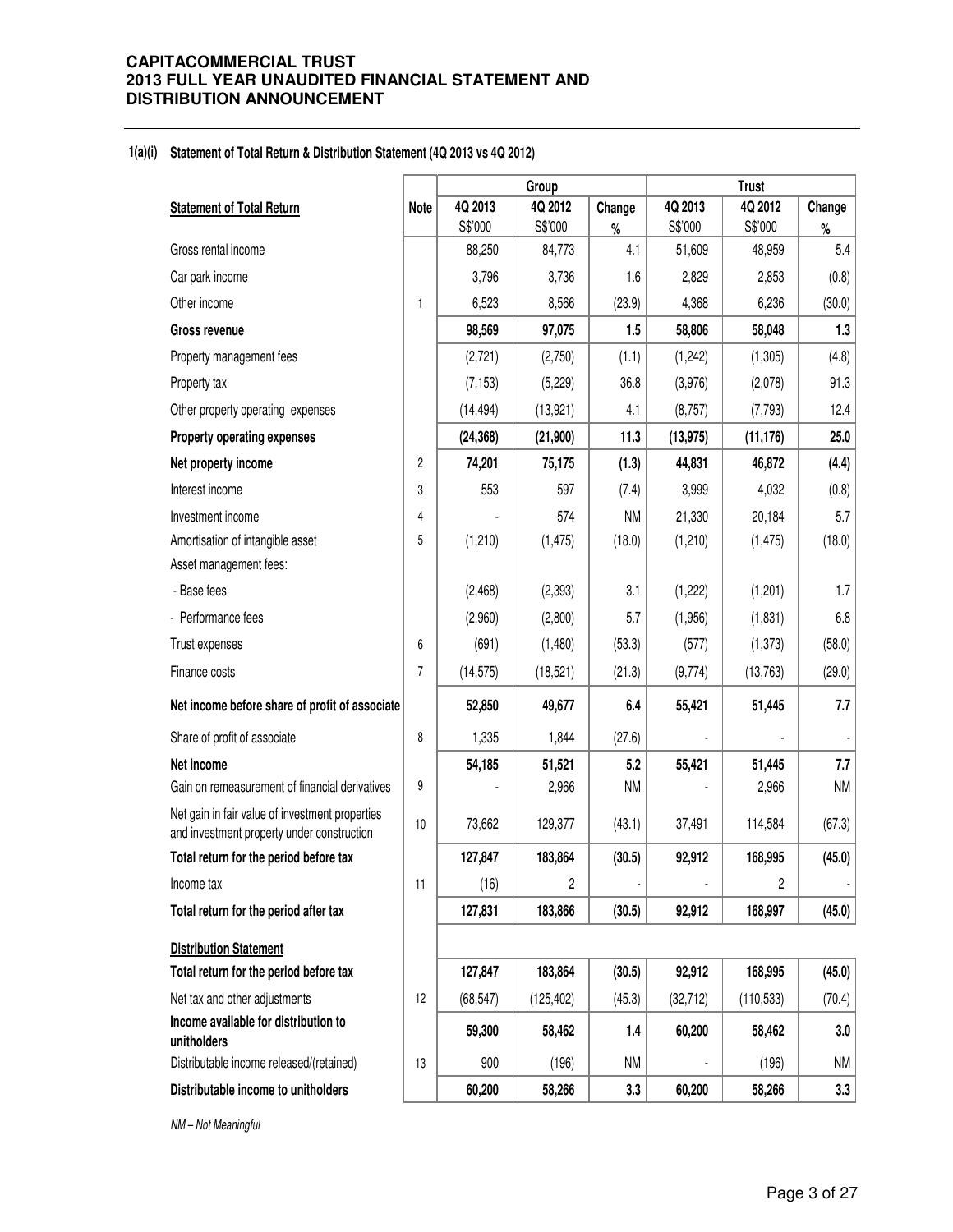## 1(a)(i) Statement of Total Return & Distribution Statement (4Q 2013 vs 4Q 2012)

| Statement of Total Return | Note | Group | | | Trust | | |
|---|---|---|---|---|---|---|---|
| | | 4Q 2013 S$'000 | 4Q 2012 S$'000 | Change % | 4Q 2013 S$'000 | 4Q 2012 S$'000 | Change % |
| Gross rental income | | 88,250 | 84,773 | 4.1 | 51,609 | 48,959 | 5.4 |
| Car park income | | 3,796 | 3,736 | 1.6 | 2,829 | 2,853 | (0.8) |
| Other income | 1 | 6,523 | 8,566 | (23.9) | 4,368 | 6,236 | (30.0) |
| **Gross revenue** | | **98,569** | **97,075** | **1.5** | **58,806** | **58,048** | **1.3** |
| Property management fees | | (2,721) | (2,750) | (1.1) | (1,242) | (1,305) | (4.8) |
| Property tax | | (7,153) | (5,229) | 36.8 | (3,976) | (2,078) | 91.3 |
| Other property operating expenses | | (14,494) | (13,921) | 4.1 | (8,757) | (7,793) | 12.4 |
| **Property operating expenses** | | **(24,368)** | **(21,900)** | **11.3** | **(13,975)** | **(11,176)** | **25.0** |
| **Net property income** | 2 | **74,201** | **75,175** | **(1.3)** | **44,831** | **46,872** | **(4.4)** |
| Interest income | 3 | 553 | 597 | (7.4) | 3,999 | 4,032 | (0.8) |
| Investment income | 4 | - | 574 | NM | 21,330 | 20,184 | 5.7 |
| Amortisation of intangible asset | 5 | (1,210) | (1,475) | (18.0) | (1,210) | (1,475) | (18.0) |
| Asset management fees: | | | | | | | |
| - Base fees | | (2,468) | (2,393) | 3.1 | (1,222) | (1,201) | 1.7 |
| - Performance fees | | (2,960) | (2,800) | 5.7 | (1,956) | (1,831) | 6.8 |
| Trust expenses | 6 | (691) | (1,480) | (53.3) | (577) | (1,373) | (58.0) |
| Finance costs | 7 | (14,575) | (18,521) | (21.3) | (9,774) | (13,763) | (29.0) |
| **Net income before share of profit of associate** | | **52,850** | **49,677** | **6.4** | **55,421** | **51,445** | **7.7** |
| Share of profit of associate | 8 | 1,335 | 1,844 | (27.6) | - | - | - |
| **Net income** | | **54,185** | **51,521** | **5.2** | **55,421** | **51,445** | **7.7** |
| Gain on remeasurement of financial derivatives | 9 | - | 2,966 | NM | - | 2,966 | NM |
| Net gain in fair value of investment properties and investment property under construction | 10 | 73,662 | 129,377 | (43.1) | 37,491 | 114,584 | (67.3) |
| **Total return for the period before tax** | | **127,847** | **183,864** | **(30.5)** | **92,912** | **168,995** | **(45.0)** |
| Income tax | 11 | (16) | 2 | - | - | 2 | - |
| **Total return for the period after tax** | | **127,831** | **183,866** | **(30.5)** | **92,912** | **168,997** | **(45.0)** |
| **Distribution Statement** | | | | | | | |
| **Total return for the period before tax** | | **127,847** | **183,864** | **(30.5)** | **92,912** | **168,995** | **(45.0)** |
| Net tax and other adjustments | 12 | (68,547) | (125,402) | (45.3) | (32,712) | (110,533) | (70.4) |
| **Income available for distribution to unitholders** | | **59,300** | **58,462** | **1.4** | **60,200** | **58,462** | **3.0** |
| Distributable income released/(retained) | 13 | 900 | (196) | NM | - | (196) | NM |
| **Distributable income to unitholders** | | **60,200** | **58,266** | **3.3** | **60,200** | **58,266** | **3.3** |

*NM – Not Meaningful*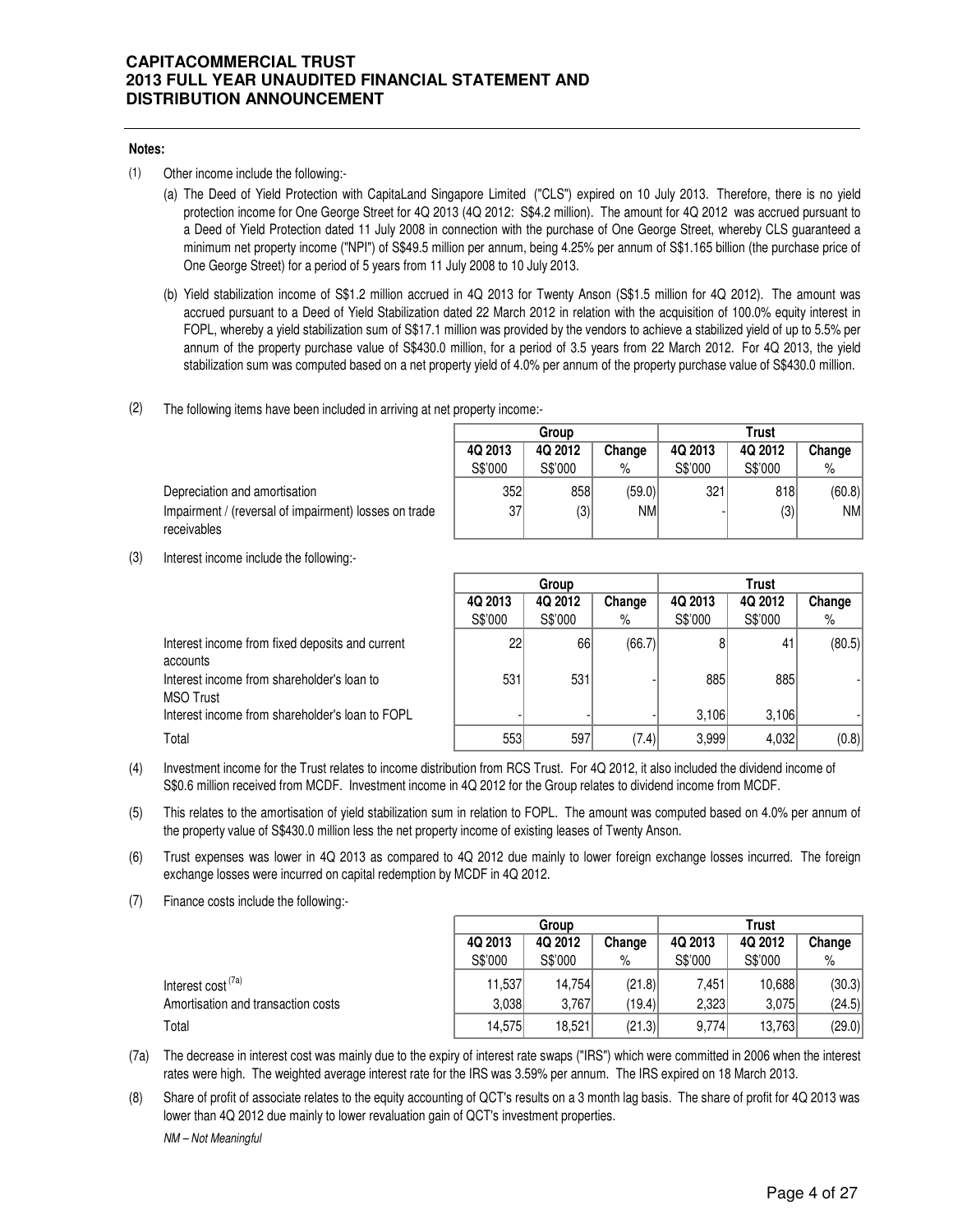**Notes:**

(1) Other income include the following:-

(a) The Deed of Yield Protection with CapitaLand Singapore Limited ("CLS") expired on 10 July 2013. Therefore, there is no yield protection income for One George Street for 4Q 2013 (4Q 2012: S$4.2 million). The amount for 4Q 2012 was accrued pursuant to a Deed of Yield Protection dated 11 July 2008 in connection with the purchase of One George Street, whereby CLS guaranteed a minimum net property income ("NPI") of S$49.5 million per annum, being 4.25% per annum of S$1.165 billion (the purchase price of One George Street) for a period of 5 years from 11 July 2008 to 10 July 2013.

(b) Yield stabilization income of S$1.2 million accrued in 4Q 2013 for Twenty Anson (S$1.5 million for 4Q 2012). The amount was accrued pursuant to a Deed of Yield Stabilization dated 22 March 2012 in relation with the acquisition of 100.0% equity interest in FOPL, whereby a yield stabilization sum of S$17.1 million was provided by the vendors to achieve a stabilized yield of up to 5.5% per annum of the property purchase value of S$430.0 million, for a period of 3.5 years from 22 March 2012. For 4Q 2013, the yield stabilization sum was computed based on a net property yield of 4.0% per annum of the property purchase value of S$430.0 million.

(2) The following items have been included in arriving at net property income:-

| | Group | | | Trust | | |
|---|---|---|---|---|---|---|
| | 4Q 2013 | 4Q 2012 | Change | 4Q 2013 | 4Q 2012 | Change |
| | S$'000 | S$'000 | % | S$'000 | S$'000 | % |
| Depreciation and amortisation | 352 | 858 | (59.0) | 321 | 818 | (60.8) |
| Impairment / (reversal of impairment) losses on trade receivables | 37 | (3) | NM | - | (3) | NM |

(3) Interest income include the following:-

| | Group | | | Trust | | |
|---|---|---|---|---|---|---|
| | 4Q 2013 | 4Q 2012 | Change | 4Q 2013 | 4Q 2012 | Change |
| | S$'000 | S$'000 | % | S$'000 | S$'000 | % |
| Interest income from fixed deposits and current accounts | 22 | 66 | (66.7) | 8 | 41 | (80.5) |
| Interest income from shareholder's loan to MSO Trust | 531 | 531 | - | 885 | 885 | - |
| Interest income from shareholder's loan to FOPL | - | - | - | 3,106 | 3,106 | - |
| Total | 553 | 597 | (7.4) | 3,999 | 4,032 | (0.8) |

(4) Investment income for the Trust relates to income distribution from RCS Trust. For 4Q 2012, it also included the dividend income of S$0.6 million received from MCDF. Investment income in 4Q 2012 for the Group relates to dividend income from MCDF.

(5) This relates to the amortisation of yield stabilization sum in relation to FOPL. The amount was computed based on 4.0% per annum of the property value of S$430.0 million less the net property income of existing leases of Twenty Anson.

(6) Trust expenses was lower in 4Q 2013 as compared to 4Q 2012 due mainly to lower foreign exchange losses incurred. The foreign exchange losses were incurred on capital redemption by MCDF in 4Q 2012.

(7) Finance costs include the following:-

| | Group | | | Trust | | |
|---|---|---|---|---|---|---|
| | 4Q 2013 | 4Q 2012 | Change | 4Q 2013 | 4Q 2012 | Change |
| | S$'000 | S$'000 | % | S$'000 | S$'000 | % |
| Interest cost [(7a)] | 11,537 | 14,754 | (21.8) | 7,451 | 10,688 | (30.3) |
| Amortisation and transaction costs | 3,038 | 3,767 | (19.4) | 2,323 | 3,075 | (24.5) |
| Total | 14,575 | 18,521 | (21.3) | 9,774 | 13,763 | (29.0) |

(7a) The decrease in interest cost was mainly due to the expiry of interest rate swaps ("IRS") which were committed in 2006 when the interest rates were high. The weighted average interest rate for the IRS was 3.59% per annum. The IRS expired on 18 March 2013.

(8) Share of profit of associate relates to the equity accounting of QCT's results on a 3 month lag basis. The share of profit for 4Q 2013 was lower than 4Q 2012 due mainly to lower revaluation gain of QCT's investment properties.

*NM – Not Meaningful*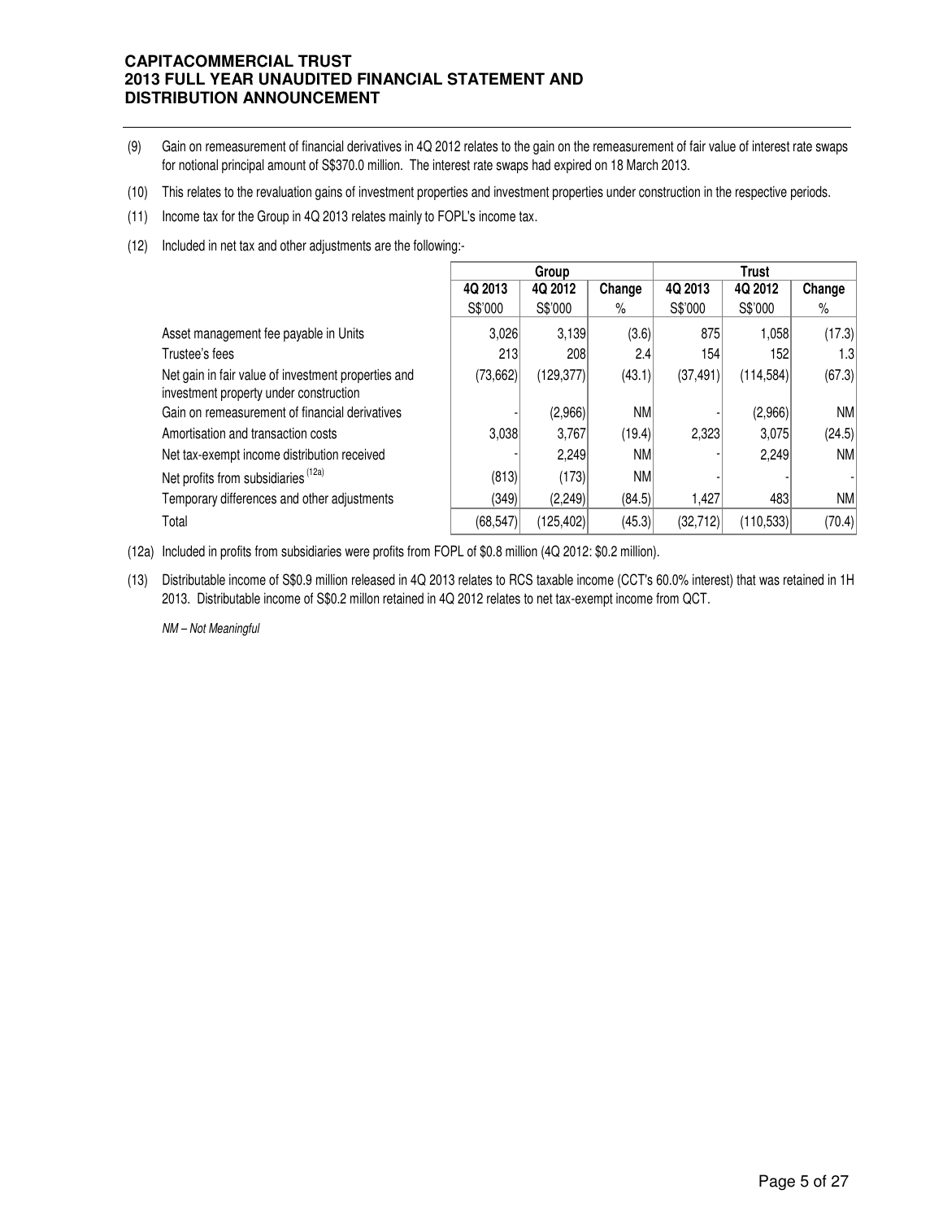(9) Gain on remeasurement of financial derivatives in 4Q 2012 relates to the gain on the remeasurement of fair value of interest rate swaps for notional principal amount of S$370.0 million. The interest rate swaps had expired on 18 March 2013.

(10) This relates to the revaluation gains of investment properties and investment properties under construction in the respective periods.

(11) Income tax for the Group in 4Q 2013 relates mainly to FOPL's income tax.

(12) Included in net tax and other adjustments are the following:-

| | Group | | | Trust | | |
|---|---|---|---|---|---|---|
| | 4Q 2013 | 4Q 2012 | Change | 4Q 2013 | 4Q 2012 | Change |
| | S$'000 | S$'000 | % | S$'000 | S$'000 | % |
| Asset management fee payable in Units | 3,026 | 3,139 | (3.6) | 875 | 1,058 | (17.3) |
| Trustee's fees | 213 | 208 | 2.4 | 154 | 152 | 1.3 |
| Net gain in fair value of investment properties and investment property under construction | (73,662) | (129,377) | (43.1) | (37,491) | (114,584) | (67.3) |
| Gain on remeasurement of financial derivatives | - | (2,966) | NM | - | (2,966) | NM |
| Amortisation and transaction costs | 3,038 | 3,767 | (19.4) | 2,323 | 3,075 | (24.5) |
| Net tax-exempt income distribution received | - | 2,249 | NM | - | 2,249 | NM |
| Net profits from subsidiaries [12a] | (813) | (173) | NM | - | - | - |
| Temporary differences and other adjustments | (349) | (2,249) | (84.5) | 1,427 | 483 | NM |
| Total | (68,547) | (125,402) | (45.3) | (32,712) | (110,533) | (70.4) |

(12a) Included in profits from subsidiaries were profits from FOPL of $0.8 million (4Q 2012: $0.2 million).

(13) Distributable income of S$0.9 million released in 4Q 2013 relates to RCS taxable income (CCT's 60.0% interest) that was retained in 1H 2013. Distributable income of S$0.2 millon retained in 4Q 2012 relates to net tax-exempt income from QCT.

*NM – Not Meaningful*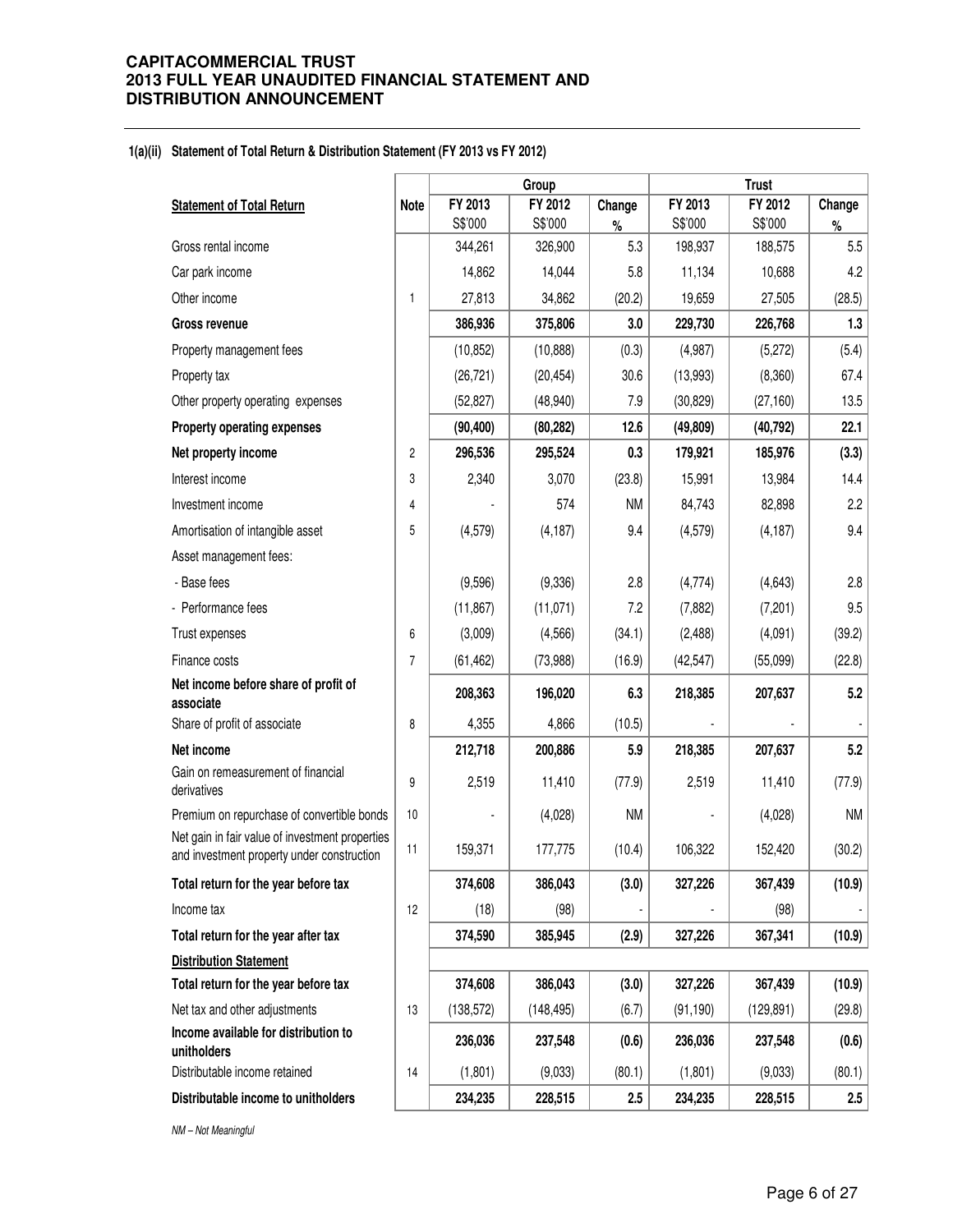**1(a)(ii) Statement of Total Return & Distribution Statement (FY 2013 vs FY 2012)**

| Statement of Total Return | Note | Group | | | Trust | | |
|---|---|---|---|---|---|---|---|
| | | FY 2013 S$'000 | FY 2012 S$'000 | Change % | FY 2013 S$'000 | FY 2012 S$'000 | Change % |
| Gross rental income | | 344,261 | 326,900 | 5.3 | 198,937 | 188,575 | 5.5 |
| Car park income | | 14,862 | 14,044 | 5.8 | 11,134 | 10,688 | 4.2 |
| Other income | 1 | 27,813 | 34,862 | (20.2) | 19,659 | 27,505 | (28.5) |
| **Gross revenue** | | **386,936** | **375,806** | **3.0** | **229,730** | **226,768** | **1.3** |
| Property management fees | | (10,852) | (10,888) | (0.3) | (4,987) | (5,272) | (5.4) |
| Property tax | | (26,721) | (20,454) | 30.6 | (13,993) | (8,360) | 67.4 |
| Other property operating expenses | | (52,827) | (48,940) | 7.9 | (30,829) | (27,160) | 13.5 |
| **Property operating expenses** | | **(90,400)** | **(80,282)** | **12.6** | **(49,809)** | **(40,792)** | **22.1** |
| **Net property income** | 2 | **296,536** | **295,524** | **0.3** | **179,921** | **185,976** | **(3.3)** |
| Interest income | 3 | 2,340 | 3,070 | (23.8) | 15,991 | 13,984 | 14.4 |
| Investment income | 4 | - | 574 | NM | 84,743 | 82,898 | 2.2 |
| Amortisation of intangible asset | 5 | (4,579) | (4,187) | 9.4 | (4,579) | (4,187) | 9.4 |
| Asset management fees: | | | | | | | |
| - Base fees | | (9,596) | (9,336) | 2.8 | (4,774) | (4,643) | 2.8 |
| - Performance fees | | (11,867) | (11,071) | 7.2 | (7,882) | (7,201) | 9.5 |
| Trust expenses | 6 | (3,009) | (4,566) | (34.1) | (2,488) | (4,091) | (39.2) |
| Finance costs | 7 | (61,462) | (73,988) | (16.9) | (42,547) | (55,099) | (22.8) |
| **Net income before share of profit of associate** | | **208,363** | **196,020** | **6.3** | **218,385** | **207,637** | **5.2** |
| Share of profit of associate | 8 | 4,355 | 4,866 | (10.5) | - | - | - |
| **Net income** | | **212,718** | **200,886** | **5.9** | **218,385** | **207,637** | **5.2** |
| Gain on remeasurement of financial derivatives | 9 | 2,519 | 11,410 | (77.9) | 2,519 | 11,410 | (77.9) |
| Premium on repurchase of convertible bonds | 10 | - | (4,028) | NM | - | (4,028) | NM |
| Net gain in fair value of investment properties and investment property under construction | 11 | 159,371 | 177,775 | (10.4) | 106,322 | 152,420 | (30.2) |
| **Total return for the year before tax** | | **374,608** | **386,043** | **(3.0)** | **327,226** | **367,439** | **(10.9)** |
| Income tax | 12 | (18) | (98) | - | - | (98) | - |
| **Total return for the year after tax** | | **374,590** | **385,945** | **(2.9)** | **327,226** | **367,341** | **(10.9)** |
| **Distribution Statement** | | | | | | | |
| **Total return for the year before tax** | | **374,608** | **386,043** | **(3.0)** | **327,226** | **367,439** | **(10.9)** |
| Net tax and other adjustments | 13 | (138,572) | (148,495) | (6.7) | (91,190) | (129,891) | (29.8) |
| **Income available for distribution to unitholders** | | **236,036** | **237,548** | **(0.6)** | **236,036** | **237,548** | **(0.6)** |
| Distributable income retained | 14 | (1,801) | (9,033) | (80.1) | (1,801) | (9,033) | (80.1) |
| **Distributable income to unitholders** | | **234,235** | **228,515** | **2.5** | **234,235** | **228,515** | **2.5** |

*NM – Not Meaningful*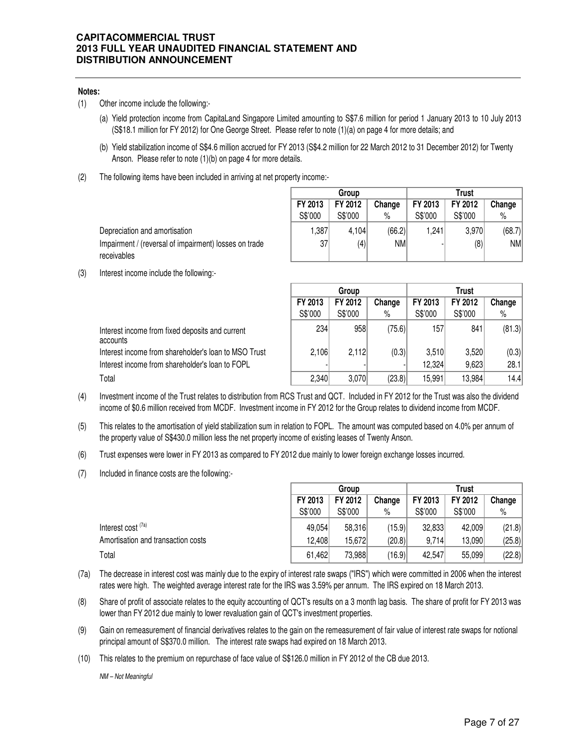**Notes:**

(1) Other income include the following:-

(a) Yield protection income from CapitaLand Singapore Limited amounting to S$7.6 million for period 1 January 2013 to 10 July 2013 (S$18.1 million for FY 2012) for One George Street. Please refer to note (1)(a) on page 4 for more details; and

(b) Yield stabilization income of S$4.6 million accrued for FY 2013 (S$4.2 million for 22 March 2012 to 31 December 2012) for Twenty Anson. Please refer to note (1)(b) on page 4 for more details.

(2) The following items have been included in arriving at net property income:-

| | Group | | | Trust | | |
|---|---|---|---|---|---|---|
| | FY 2013 | FY 2012 | Change | FY 2013 | FY 2012 | Change |
| | S$'000 | S$'000 | % | S$'000 | S$'000 | % |
| Depreciation and amortisation | 1,387 | 4,104 | (66.2) | 1,241 | 3,970 | (68.7) |
| Impairment / (reversal of impairment) losses on trade receivables | 37 | (4) | NM | - | (8) | NM |

(3) Interest income include the following:-

| | Group | | | Trust | | |
|---|---|---|---|---|---|---|
| | FY 2013 | FY 2012 | Change | FY 2013 | FY 2012 | Change |
| | S$'000 | S$'000 | % | S$'000 | S$'000 | % |
| Interest income from fixed deposits and current accounts | 234 | 958 | (75.6) | 157 | 841 | (81.3) |
| Interest income from shareholder's loan to MSO Trust | 2,106 | 2,112 | (0.3) | 3,510 | 3,520 | (0.3) |
| Interest income from shareholder's loan to FOPL | - | - | - | 12,324 | 9,623 | 28.1 |
| Total | 2,340 | 3,070 | (23.8) | 15,991 | 13,984 | 14.4 |

(4) Investment income of the Trust relates to distribution from RCS Trust and QCT. Included in FY 2012 for the Trust was also the dividend income of $0.6 million received from MCDF. Investment income in FY 2012 for the Group relates to dividend income from MCDF.

(5) This relates to the amortisation of yield stabilization sum in relation to FOPL. The amount was computed based on 4.0% per annum of the property value of S$430.0 million less the net property income of existing leases of Twenty Anson.

(6) Trust expenses were lower in FY 2013 as compared to FY 2012 due mainly to lower foreign exchange losses incurred.

(7) Included in finance costs are the following:-

| | Group | | | Trust | | |
|---|---|---|---|---|---|---|
| | FY 2013 | FY 2012 | Change | FY 2013 | FY 2012 | Change |
| | S$'000 | S$'000 | % | S$'000 | S$'000 | % |
| Interest cost (7a) | 49,054 | 58,316 | (15.9) | 32,833 | 42,009 | (21.8) |
| Amortisation and transaction costs | 12,408 | 15,672 | (20.8) | 9,714 | 13,090 | (25.8) |
| Total | 61,462 | 73,988 | (16.9) | 42,547 | 55,099 | (22.8) |

(7a) The decrease in interest cost was mainly due to the expiry of interest rate swaps ("IRS") which were committed in 2006 when the interest rates were high. The weighted average interest rate for the IRS was 3.59% per annum. The IRS expired on 18 March 2013.

(8) Share of profit of associate relates to the equity accounting of QCT's results on a 3 month lag basis. The share of profit for FY 2013 was lower than FY 2012 due mainly to lower revaluation gain of QCT's investment properties.

(9) Gain on remeasurement of financial derivatives relates to the gain on the remeasurement of fair value of interest rate swaps for notional principal amount of S$370.0 million. The interest rate swaps had expired on 18 March 2013.

(10) This relates to the premium on repurchase of face value of S$126.0 million in FY 2012 of the CB due 2013.

*NM – Not Meaningful*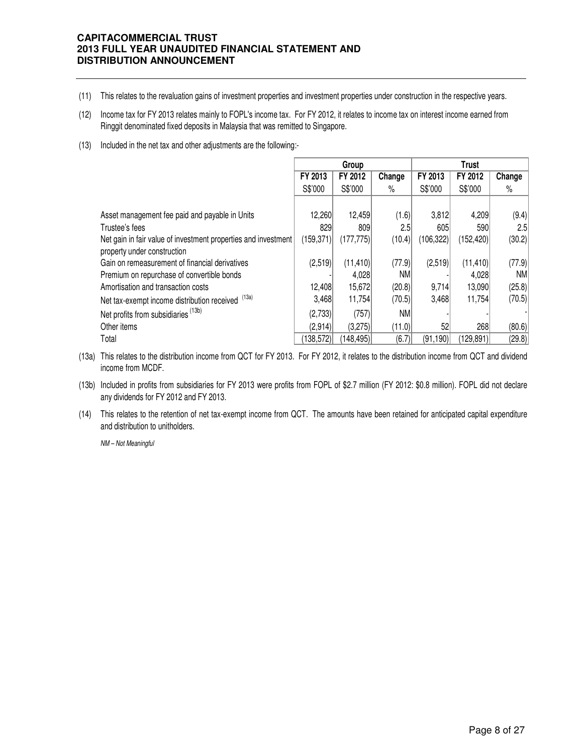(11) This relates to the revaluation gains of investment properties and investment properties under construction in the respective years.

(12) Income tax for FY 2013 relates mainly to FOPL's income tax. For FY 2012, it relates to income tax on interest income earned from Ringgit denominated fixed deposits in Malaysia that was remitted to Singapore.

(13) Included in the net tax and other adjustments are the following:-

| | Group | | | Trust | | |
|---|---|---|---|---|---|---|
| | FY 2013 | FY 2012 | Change | FY 2013 | FY 2012 | Change |
| | S$'000 | S$'000 | % | S$'000 | S$'000 | % |
| Asset management fee paid and payable in Units | 12,260 | 12,459 | (1.6) | 3,812 | 4,209 | (9.4) |
| Trustee's fees | 829 | 809 | 2.5 | 605 | 590 | 2.5 |
| Net gain in fair value of investment properties and investment property under construction | (159,371) | (177,775) | (10.4) | (106,322) | (152,420) | (30.2) |
| Gain on remeasurement of financial derivatives | (2,519) | (11,410) | (77.9) | (2,519) | (11,410) | (77.9) |
| Premium on repurchase of convertible bonds | - | 4,028 | NM | - | 4,028 | NM |
| Amortisation and transaction costs | 12,408 | 15,672 | (20.8) | 9,714 | 13,090 | (25.8) |
| Net tax-exempt income distribution received (13a) | 3,468 | 11,754 | (70.5) | 3,468 | 11,754 | (70.5) |
| Net profits from subsidiaries (13b) | (2,733) | (757) | NM | - | - | - |
| Other items | (2,914) | (3,275) | (11.0) | 52 | 268 | (80.6) |
| Total | (138,572) | (148,495) | (6.7) | (91,190) | (129,891) | (29.8) |

(13a) This relates to the distribution income from QCT for FY 2013. For FY 2012, it relates to the distribution income from QCT and dividend income from MCDF.

(13b) Included in profits from subsidiaries for FY 2013 were profits from FOPL of $2.7 million (FY 2012: $0.8 million). FOPL did not declare any dividends for FY 2012 and FY 2013.

(14) This relates to the retention of net tax-exempt income from QCT. The amounts have been retained for anticipated capital expenditure and distribution to unitholders.

*NM – Not Meaningful*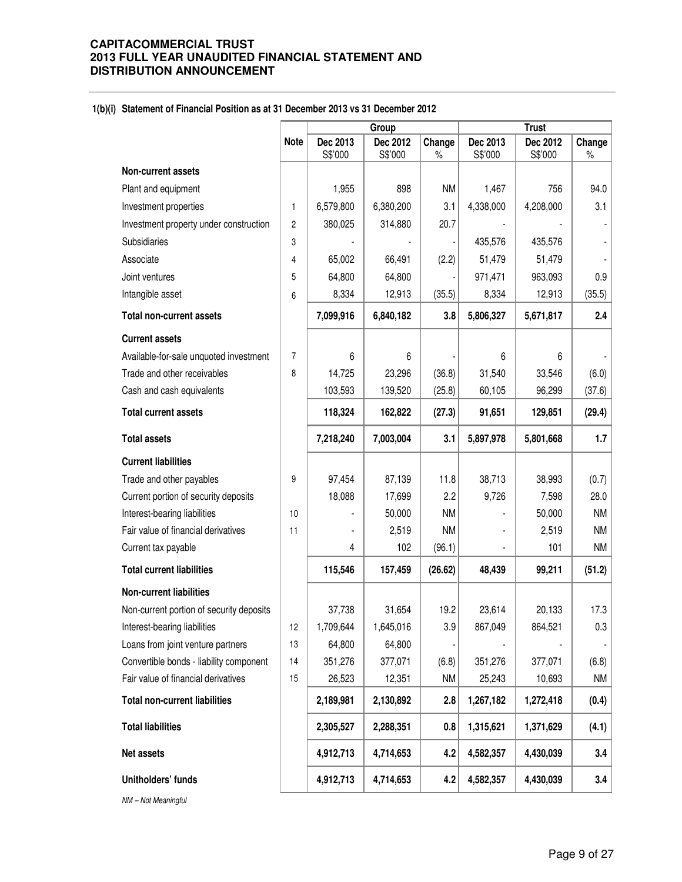**CAPITACOMMERCIAL TRUST**
**2013 FULL YEAR UNAUDITED FINANCIAL STATEMENT AND DISTRIBUTION ANNOUNCEMENT**

**1(b)(i) Statement of Financial Position as at 31 December 2013 vs 31 December 2012**

| | Note | Group | | | Trust | | |
|---|---|---|---|---|---|---|---|
| | | Dec 2013 S$'000 | Dec 2012 S$'000 | Change % | Dec 2013 S$'000 | Dec 2012 S$'000 | Change % |
| **Non-current assets** | | | | | | | |
| Plant and equipment | | 1,955 | 898 | NM | 1,467 | 756 | 94.0 |
| Investment properties | 1 | 6,579,800 | 6,380,200 | 3.1 | 4,338,000 | 4,208,000 | 3.1 |
| Investment property under construction | 2 | 380,025 | 314,880 | 20.7 | - | - | - |
| Subsidiaries | 3 | - | - | - | 435,576 | 435,576 | - |
| Associate | 4 | 65,002 | 66,491 | (2.2) | 51,479 | 51,479 | - |
| Joint ventures | 5 | 64,800 | 64,800 | - | 971,471 | 963,093 | 0.9 |
| Intangible asset | 6 | 8,334 | 12,913 | (35.5) | 8,334 | 12,913 | (35.5) |
| **Total non-current assets** | | **7,099,916** | **6,840,182** | **3.8** | **5,806,327** | **5,671,817** | **2.4** |
| **Current assets** | | | | | | | |
| Available-for-sale unquoted investment | 7 | 6 | 6 | - | 6 | 6 | - |
| Trade and other receivables | 8 | 14,725 | 23,296 | (36.8) | 31,540 | 33,546 | (6.0) |
| Cash and cash equivalents | | 103,593 | 139,520 | (25.8) | 60,105 | 96,299 | (37.6) |
| **Total current assets** | | **118,324** | **162,822** | **(27.3)** | **91,651** | **129,851** | **(29.4)** |
| **Total assets** | | **7,218,240** | **7,003,004** | **3.1** | **5,897,978** | **5,801,668** | **1.7** |
| **Current liabilities** | | | | | | | |
| Trade and other payables | 9 | 97,454 | 87,139 | 11.8 | 38,713 | 38,993 | (0.7) |
| Current portion of security deposits | | 18,088 | 17,699 | 2.2 | 9,726 | 7,598 | 28.0 |
| Interest-bearing liabilities | 10 | - | 50,000 | NM | - | 50,000 | NM |
| Fair value of financial derivatives | 11 | - | 2,519 | NM | - | 2,519 | NM |
| Current tax payable | | 4 | 102 | (96.1) | - | 101 | NM |
| **Total current liabilities** | | **115,546** | **157,459** | **(26.62)** | **48,439** | **99,211** | **(51.2)** |
| **Non-current liabilities** | | | | | | | |
| Non-current portion of security deposits | | 37,738 | 31,654 | 19.2 | 23,614 | 20,133 | 17.3 |
| Interest-bearing liabilities | 12 | 1,709,644 | 1,645,016 | 3.9 | 867,049 | 864,521 | 0.3 |
| Loans from joint venture partners | 13 | 64,800 | 64,800 | - | - | - | - |
| Convertible bonds - liability component | 14 | 351,276 | 377,071 | (6.8) | 351,276 | 377,071 | (6.8) |
| Fair value of financial derivatives | 15 | 26,523 | 12,351 | NM | 25,243 | 10,693 | NM |
| **Total non-current liabilities** | | **2,189,981** | **2,130,892** | **2.8** | **1,267,182** | **1,272,418** | **(0.4)** |
| **Total liabilities** | | **2,305,527** | **2,288,351** | **0.8** | **1,315,621** | **1,371,629** | **(4.1)** |
| **Net assets** | | **4,912,713** | **4,714,653** | **4.2** | **4,582,357** | **4,430,039** | **3.4** |
| **Unitholders' funds** | | **4,912,713** | **4,714,653** | **4.2** | **4,582,357** | **4,430,039** | **3.4** |

*NM – Not Meaningful*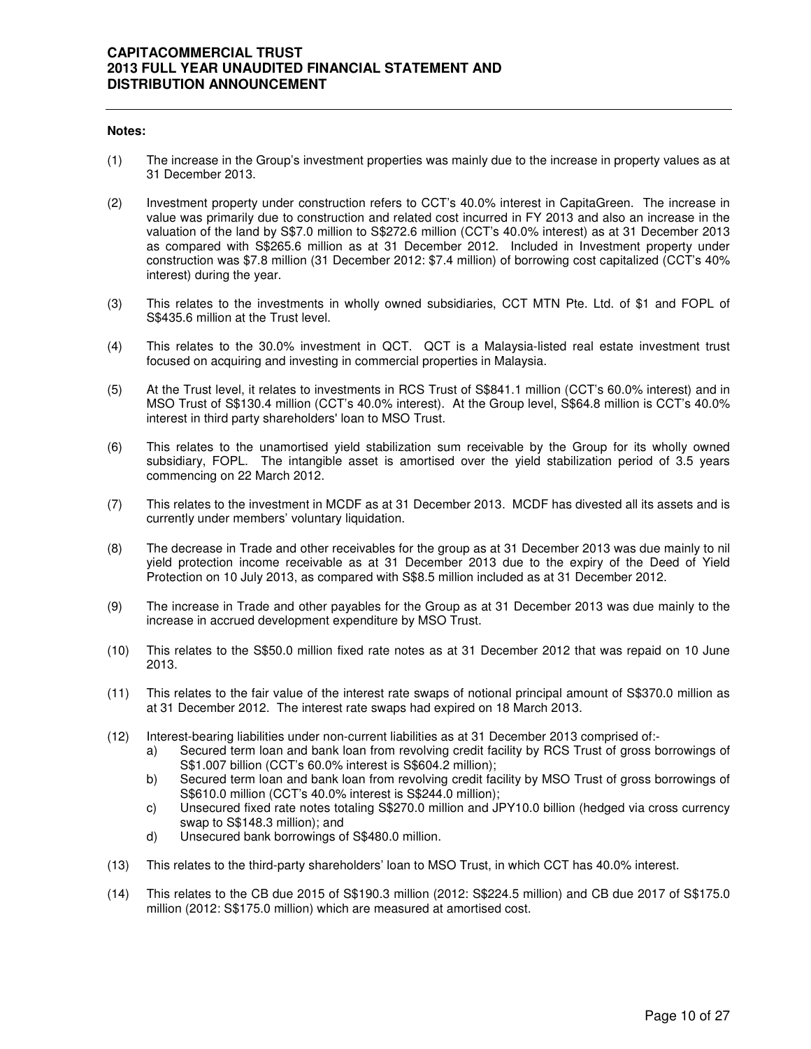**Notes:**

(1) The increase in the Group's investment properties was mainly due to the increase in property values as at 31 December 2013.

(2) Investment property under construction refers to CCT's 40.0% interest in CapitaGreen. The increase in value was primarily due to construction and related cost incurred in FY 2013 and also an increase in the valuation of the land by S$7.0 million to S$272.6 million (CCT's 40.0% interest) as at 31 December 2013 as compared with S$265.6 million as at 31 December 2012. Included in Investment property under construction was $7.8 million (31 December 2012: $7.4 million) of borrowing cost capitalized (CCT's 40% interest) during the year.

(3) This relates to the investments in wholly owned subsidiaries, CCT MTN Pte. Ltd. of $1 and FOPL of S$435.6 million at the Trust level.

(4) This relates to the 30.0% investment in QCT. QCT is a Malaysia-listed real estate investment trust focused on acquiring and investing in commercial properties in Malaysia.

(5) At the Trust level, it relates to investments in RCS Trust of S$841.1 million (CCT's 60.0% interest) and in MSO Trust of S$130.4 million (CCT's 40.0% interest). At the Group level, S$64.8 million is CCT's 40.0% interest in third party shareholders' loan to MSO Trust.

(6) This relates to the unamortised yield stabilization sum receivable by the Group for its wholly owned subsidiary, FOPL. The intangible asset is amortised over the yield stabilization period of 3.5 years commencing on 22 March 2012.

(7) This relates to the investment in MCDF as at 31 December 2013. MCDF has divested all its assets and is currently under members' voluntary liquidation.

(8) The decrease in Trade and other receivables for the group as at 31 December 2013 was due mainly to nil yield protection income receivable as at 31 December 2013 due to the expiry of the Deed of Yield Protection on 10 July 2013, as compared with S$8.5 million included as at 31 December 2012.

(9) The increase in Trade and other payables for the Group as at 31 December 2013 was due mainly to the increase in accrued development expenditure by MSO Trust.

(10) This relates to the S$50.0 million fixed rate notes as at 31 December 2012 that was repaid on 10 June 2013.

(11) This relates to the fair value of the interest rate swaps of notional principal amount of S$370.0 million as at 31 December 2012. The interest rate swaps had expired on 18 March 2013.

(12) Interest-bearing liabilities under non-current liabilities as at 31 December 2013 comprised of:-
   a) Secured term loan and bank loan from revolving credit facility by RCS Trust of gross borrowings of S$1.007 billion (CCT's 60.0% interest is S$604.2 million);
   b) Secured term loan and bank loan from revolving credit facility by MSO Trust of gross borrowings of S$610.0 million (CCT's 40.0% interest is S$244.0 million);
   c) Unsecured fixed rate notes totaling S$270.0 million and JPY10.0 billion (hedged via cross currency swap to S$148.3 million); and
   d) Unsecured bank borrowings of S$480.0 million.

(13) This relates to the third-party shareholders' loan to MSO Trust, in which CCT has 40.0% interest.

(14) This relates to the CB due 2015 of S$190.3 million (2012: S$224.5 million) and CB due 2017 of S$175.0 million (2012: S$175.0 million) which are measured at amortised cost.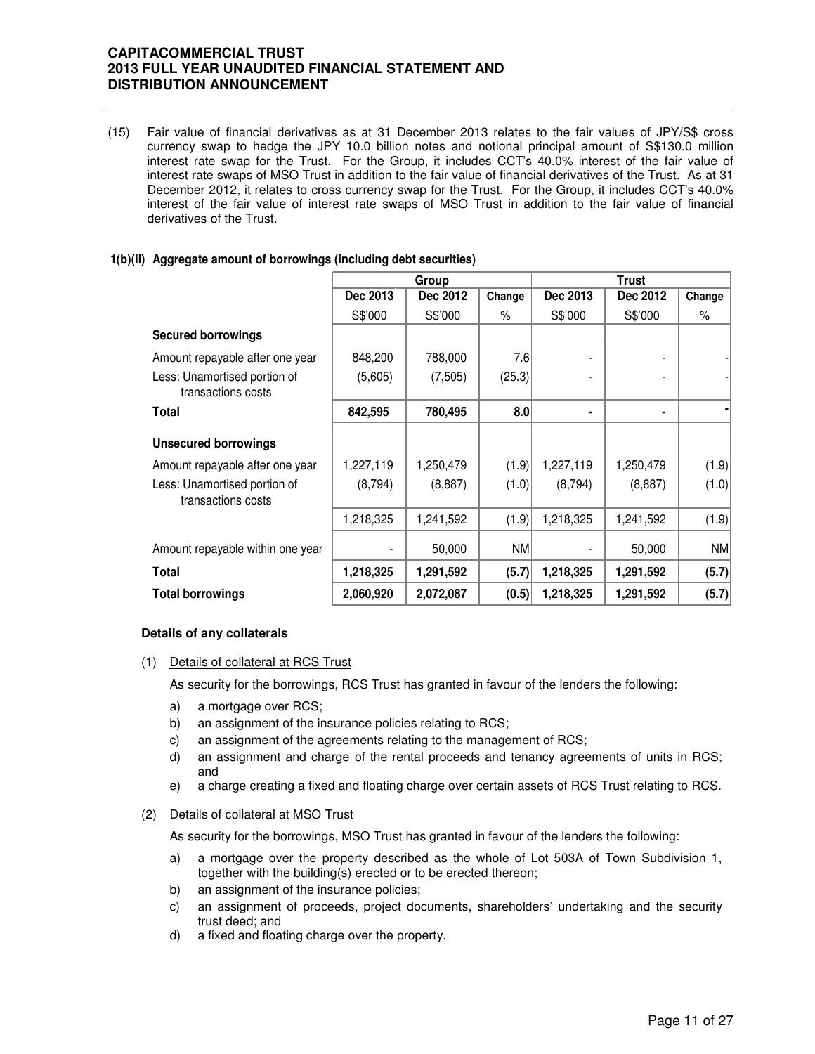(15) Fair value of financial derivatives as at 31 December 2013 relates to the fair values of JPY/S$ cross currency swap to hedge the JPY 10.0 billion notes and notional principal amount of S$130.0 million interest rate swap for the Trust. For the Group, it includes CCT's 40.0% interest of the fair value of interest rate swaps of MSO Trust in addition to the fair value of financial derivatives of the Trust. As at 31 December 2012, it relates to cross currency swap for the Trust. For the Group, it includes CCT's 40.0% interest of the fair value of interest rate swaps of MSO Trust in addition to the fair value of financial derivatives of the Trust.

### 1(b)(ii) Aggregate amount of borrowings (including debt securities)

| | Group | | | Trust | | |
|---|---|---|---|---|---|---|
| | Dec 2013 | Dec 2012 | Change | Dec 2013 | Dec 2012 | Change |
| | S$'000 | S$'000 | % | S$'000 | S$'000 | % |
| **Secured borrowings** | | | | | | |
| Amount repayable after one year | 848,200 | 788,000 | 7.6 | - | - | - |
| Less: Unamortised portion of transactions costs | (5,605) | (7,505) | (25.3) | - | - | - |
| **Total** | **842,595** | **780,495** | **8.0** | **-** | **-** | **-** |
| **Unsecured borrowings** | | | | | | |
| Amount repayable after one year | 1,227,119 | 1,250,479 | (1.9) | 1,227,119 | 1,250,479 | (1.9) |
| Less: Unamortised portion of transactions costs | (8,794) | (8,887) | (1.0) | (8,794) | (8,887) | (1.0) |
| | 1,218,325 | 1,241,592 | (1.9) | 1,218,325 | 1,241,592 | (1.9) |
| Amount repayable within one year | - | 50,000 | NM | - | 50,000 | NM |
| **Total** | **1,218,325** | **1,291,592** | **(5.7)** | **1,218,325** | **1,291,592** | **(5.7)** |
| **Total borrowings** | **2,060,920** | **2,072,087** | **(0.5)** | **1,218,325** | **1,291,592** | **(5.7)** |

**Details of any collaterals**

(1) Details of collateral at RCS Trust

As security for the borrowings, RCS Trust has granted in favour of the lenders the following:

a) a mortgage over RCS;
b) an assignment of the insurance policies relating to RCS;
c) an assignment of the agreements relating to the management of RCS;
d) an assignment and charge of the rental proceeds and tenancy agreements of units in RCS; and
e) a charge creating a fixed and floating charge over certain assets of RCS Trust relating to RCS.

(2) Details of collateral at MSO Trust

As security for the borrowings, MSO Trust has granted in favour of the lenders the following:

a) a mortgage over the property described as the whole of Lot 503A of Town Subdivision 1, together with the building(s) erected or to be erected thereon;
b) an assignment of the insurance policies;
c) an assignment of proceeds, project documents, shareholders' undertaking and the security trust deed; and
d) a fixed and floating charge over the property.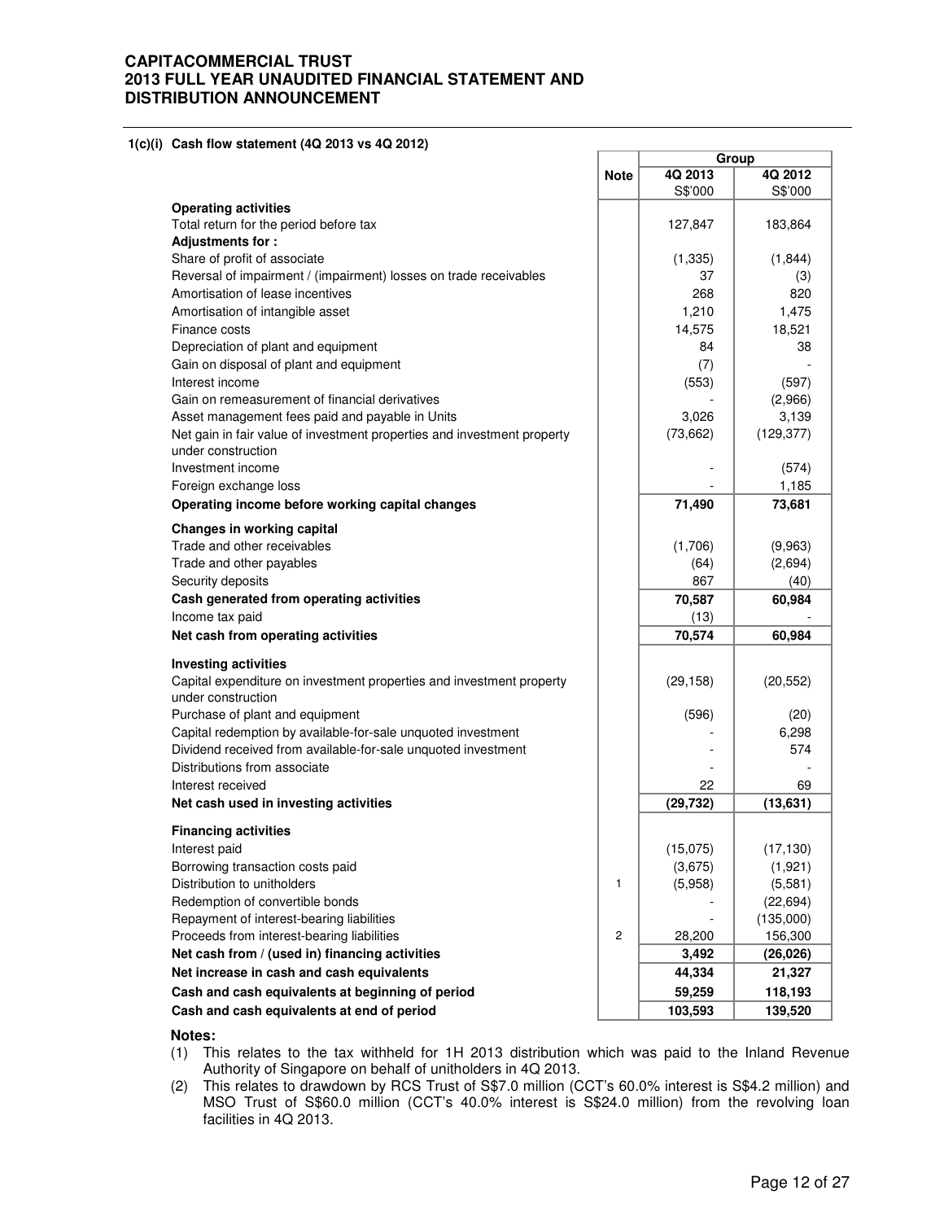**CAPITACOMMERCIAL TRUST**
**2013 FULL YEAR UNAUDITED FINANCIAL STATEMENT AND DISTRIBUTION ANNOUNCEMENT**

**1(c)(i) Cash flow statement (4Q 2013 vs 4Q 2012)**

| | Note | Group | |
|---|---|---|---|
| | | 4Q 2013 | 4Q 2012 |
| | | S$'000 | S$'000 |
| **Operating activities** | | | |
| Total return for the period before tax | | 127,847 | 183,864 |
| **Adjustments for :** | | | |
| Share of profit of associate | | (1,335) | (1,844) |
| Reversal of impairment / (impairment) losses on trade receivables | | 37 | (3) |
| Amortisation of lease incentives | | 268 | 820 |
| Amortisation of intangible asset | | 1,210 | 1,475 |
| Finance costs | | 14,575 | 18,521 |
| Depreciation of plant and equipment | | 84 | 38 |
| Gain on disposal of plant and equipment | | (7) | - |
| Interest income | | (553) | (597) |
| Gain on remeasurement of financial derivatives | | - | (2,966) |
| Asset management fees paid and payable in Units | | 3,026 | 3,139 |
| Net gain in fair value of investment properties and investment property under construction | | (73,662) | (129,377) |
| Investment income | | - | (574) |
| Foreign exchange loss | | - | 1,185 |
| **Operating income before working capital changes** | | **71,490** | **73,681** |
| **Changes in working capital** | | | |
| Trade and other receivables | | (1,706) | (9,963) |
| Trade and other payables | | (64) | (2,694) |
| Security deposits | | 867 | (40) |
| **Cash generated from operating activities** | | **70,587** | **60,984** |
| Income tax paid | | (13) | - |
| **Net cash from operating activities** | | **70,574** | **60,984** |
| **Investing activities** | | | |
| Capital expenditure on investment properties and investment property under construction | | (29,158) | (20,552) |
| Purchase of plant and equipment | | (596) | (20) |
| Capital redemption by available-for-sale unquoted investment | | - | 6,298 |
| Dividend received from available-for-sale unquoted investment | | - | 574 |
| Distributions from associate | | - | - |
| Interest received | | 22 | 69 |
| **Net cash used in investing activities** | | **(29,732)** | **(13,631)** |
| **Financing activities** | | | |
| Interest paid | | (15,075) | (17,130) |
| Borrowing transaction costs paid | | (3,675) | (1,921) |
| Distribution to unitholders | 1 | (5,958) | (5,581) |
| Redemption of convertible bonds | | - | (22,694) |
| Repayment of interest-bearing liabilities | | - | (135,000) |
| Proceeds from interest-bearing liabilities | 2 | 28,200 | 156,300 |
| **Net cash from / (used in) financing activities** | | **3,492** | **(26,026)** |
| **Net increase in cash and cash equivalents** | | **44,334** | **21,327** |
| **Cash and cash equivalents at beginning of period** | | **59,259** | **118,193** |
| **Cash and cash equivalents at end of period** | | **103,593** | **139,520** |

**Notes:**

(1) This relates to the tax withheld for 1H 2013 distribution which was paid to the Inland Revenue Authority of Singapore on behalf of unitholders in 4Q 2013.

(2) This relates to drawdown by RCS Trust of S$7.0 million (CCT's 60.0% interest is S$4.2 million) and MSO Trust of S$60.0 million (CCT's 40.0% interest is S$24.0 million) from the revolving loan facilities in 4Q 2013.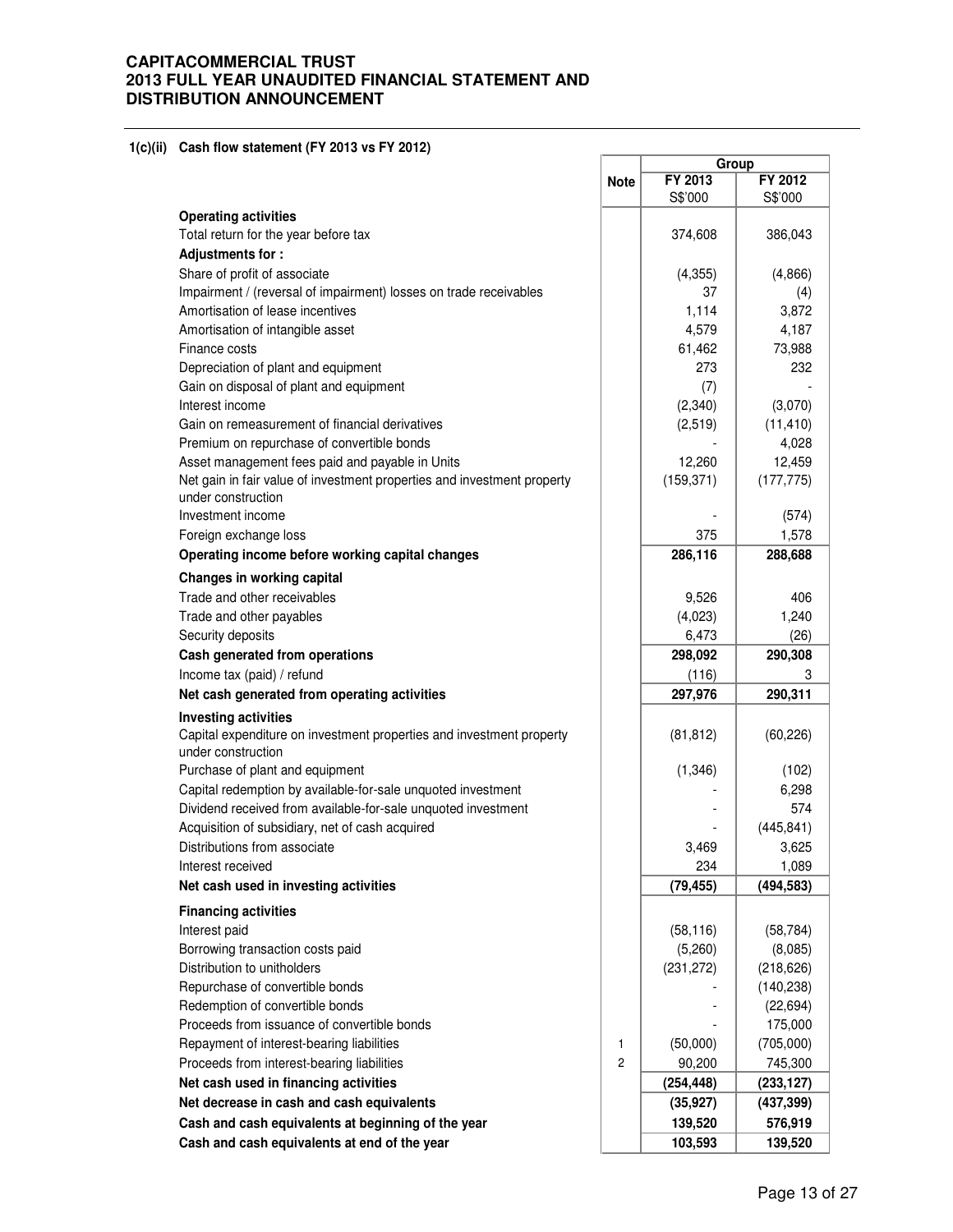**CAPITACOMMERCIAL TRUST**
**2013 FULL YEAR UNAUDITED FINANCIAL STATEMENT AND DISTRIBUTION ANNOUNCEMENT**

### 1(c)(ii) Cash flow statement (FY 2013 vs FY 2012)

| | Note | Group | |
|---|---|---|---|
| | | FY 2013 S$'000 | FY 2012 S$'000 |
| **Operating activities** | | | |
| Total return for the year before tax | | 374,608 | 386,043 |
| **Adjustments for :** | | | |
| Share of profit of associate | | (4,355) | (4,866) |
| Impairment / (reversal of impairment) losses on trade receivables | | 37 | (4) |
| Amortisation of lease incentives | | 1,114 | 3,872 |
| Amortisation of intangible asset | | 4,579 | 4,187 |
| Finance costs | | 61,462 | 73,988 |
| Depreciation of plant and equipment | | 273 | 232 |
| Gain on disposal of plant and equipment | | (7) | - |
| Interest income | | (2,340) | (3,070) |
| Gain on remeasurement of financial derivatives | | (2,519) | (11,410) |
| Premium on repurchase of convertible bonds | | - | 4,028 |
| Asset management fees paid and payable in Units | | 12,260 | 12,459 |
| Net gain in fair value of investment properties and investment property under construction | | (159,371) | (177,775) |
| Investment income | | - | (574) |
| Foreign exchange loss | | 375 | 1,578 |
| **Operating income before working capital changes** | | **286,116** | **288,688** |
| **Changes in working capital** | | | |
| Trade and other receivables | | 9,526 | 406 |
| Trade and other payables | | (4,023) | 1,240 |
| Security deposits | | 6,473 | (26) |
| **Cash generated from operations** | | **298,092** | **290,308** |
| Income tax (paid) / refund | | (116) | 3 |
| **Net cash generated from operating activities** | | **297,976** | **290,311** |
| **Investing activities** | | | |
| Capital expenditure on investment properties and investment property under construction | | (81,812) | (60,226) |
| Purchase of plant and equipment | | (1,346) | (102) |
| Capital redemption by available-for-sale unquoted investment | | - | 6,298 |
| Dividend received from available-for-sale unquoted investment | | - | 574 |
| Acquisition of subsidiary, net of cash acquired | | - | (445,841) |
| Distributions from associate | | 3,469 | 3,625 |
| Interest received | | 234 | 1,089 |
| **Net cash used in investing activities** | | **(79,455)** | **(494,583)** |
| **Financing activities** | | | |
| Interest paid | | (58,116) | (58,784) |
| Borrowing transaction costs paid | | (5,260) | (8,085) |
| Distribution to unitholders | | (231,272) | (218,626) |
| Repurchase of convertible bonds | | - | (140,238) |
| Redemption of convertible bonds | | - | (22,694) |
| Proceeds from issuance of convertible bonds | | - | 175,000 |
| Repayment of interest-bearing liabilities | 1 | (50,000) | (705,000) |
| Proceeds from interest-bearing liabilities | 2 | 90,200 | 745,300 |
| **Net cash used in financing activities** | | **(254,448)** | **(233,127)** |
| **Net decrease in cash and cash equivalents** | | **(35,927)** | **(437,399)** |
| **Cash and cash equivalents at beginning of the year** | | **139,520** | **576,919** |
| **Cash and cash equivalents at end of the year** | | **103,593** | **139,520** |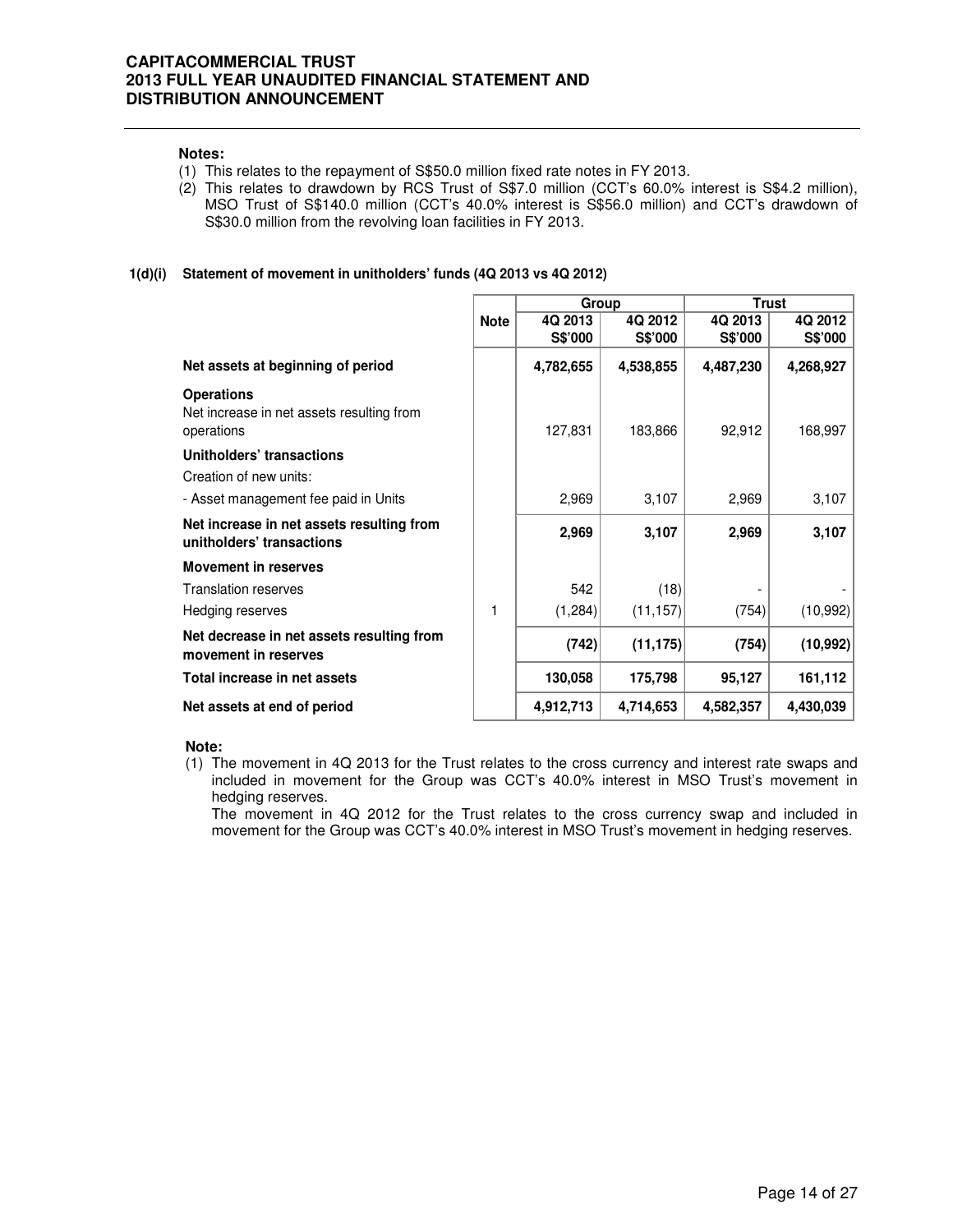**Notes:**

(1) This relates to the repayment of S$50.0 million fixed rate notes in FY 2013.
(2) This relates to drawdown by RCS Trust of S$7.0 million (CCT's 60.0% interest is S$4.2 million), MSO Trust of S$140.0 million (CCT's 40.0% interest is S$56.0 million) and CCT's drawdown of S$30.0 million from the revolving loan facilities in FY 2013.

**1(d)(i) Statement of movement in unitholders' funds (4Q 2013 vs 4Q 2012)**

| | Note | Group | | Trust | |
|---|---|---|---|---|---|
| | | 4Q 2013 S$'000 | 4Q 2012 S$'000 | 4Q 2013 S$'000 | 4Q 2012 S$'000 |
| **Net assets at beginning of period** | | **4,782,655** | **4,538,855** | **4,487,230** | **4,268,927** |
| **Operations** | | | | | |
| Net increase in net assets resulting from operations | | 127,831 | 183,866 | 92,912 | 168,997 |
| **Unitholders' transactions** | | | | | |
| Creation of new units: | | | | | |
| - Asset management fee paid in Units | | 2,969 | 3,107 | 2,969 | 3,107 |
| **Net increase in net assets resulting from unitholders' transactions** | | **2,969** | **3,107** | **2,969** | **3,107** |
| **Movement in reserves** | | | | | |
| Translation reserves | | 542 | (18) | - | - |
| Hedging reserves | 1 | (1,284) | (11,157) | (754) | (10,992) |
| **Net decrease in net assets resulting from movement in reserves** | | **(742)** | **(11,175)** | **(754)** | **(10,992)** |
| **Total increase in net assets** | | **130,058** | **175,798** | **95,127** | **161,112** |
| **Net assets at end of period** | | **4,912,713** | **4,714,653** | **4,582,357** | **4,430,039** |

**Note:**

(1) The movement in 4Q 2013 for the Trust relates to the cross currency and interest rate swaps and included in movement for the Group was CCT's 40.0% interest in MSO Trust's movement in hedging reserves.
The movement in 4Q 2012 for the Trust relates to the cross currency swap and included in movement for the Group was CCT's 40.0% interest in MSO Trust's movement in hedging reserves.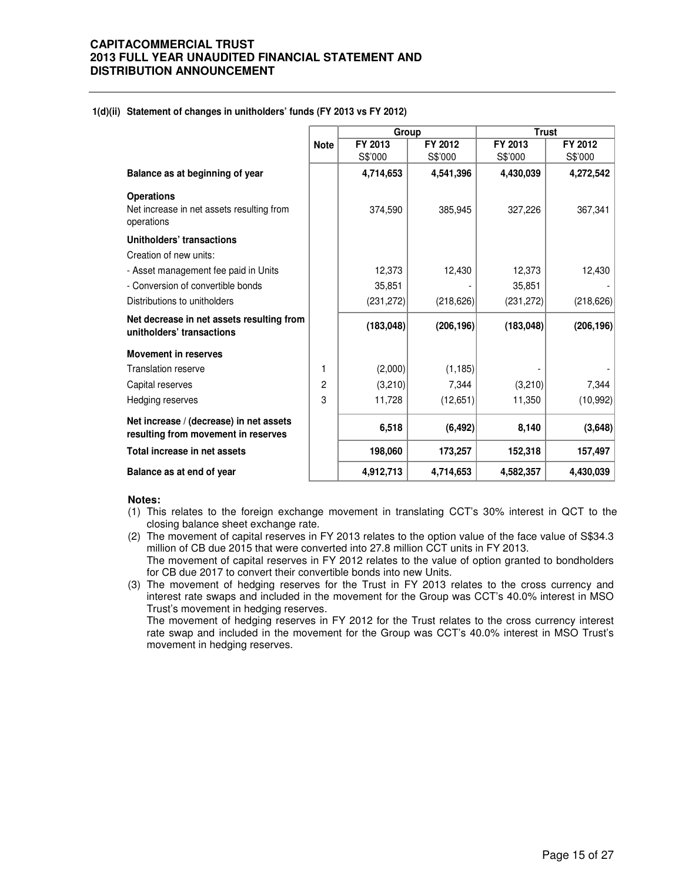**1(d)(ii) Statement of changes in unitholders' funds (FY 2013 vs FY 2012)**

| | Note | Group | | Trust | |
|---|---|---|---|---|---|
| | | FY 2013 S$'000 | FY 2012 S$'000 | FY 2013 S$'000 | FY 2012 S$'000 |
| **Balance as at beginning of year** | | **4,714,653** | **4,541,396** | **4,430,039** | **4,272,542** |
| **Operations** | | | | | |
| Net increase in net assets resulting from operations | | 374,590 | 385,945 | 327,226 | 367,341 |
| **Unitholders' transactions** | | | | | |
| Creation of new units: | | | | | |
| - Asset management fee paid in Units | | 12,373 | 12,430 | 12,373 | 12,430 |
| - Conversion of convertible bonds | | 35,851 | - | 35,851 | - |
| Distributions to unitholders | | (231,272) | (218,626) | (231,272) | (218,626) |
| **Net decrease in net assets resulting from unitholders' transactions** | | **(183,048)** | **(206,196)** | **(183,048)** | **(206,196)** |
| **Movement in reserves** | | | | | |
| Translation reserve | 1 | (2,000) | (1,185) | - | - |
| Capital reserves | 2 | (3,210) | 7,344 | (3,210) | 7,344 |
| Hedging reserves | 3 | 11,728 | (12,651) | 11,350 | (10,992) |
| **Net increase / (decrease) in net assets resulting from movement in reserves** | | **6,518** | **(6,492)** | **8,140** | **(3,648)** |
| **Total increase in net assets** | | **198,060** | **173,257** | **152,318** | **157,497** |
| **Balance as at end of year** | | **4,912,713** | **4,714,653** | **4,582,357** | **4,430,039** |

**Notes:**

(1) This relates to the foreign exchange movement in translating CCT's 30% interest in QCT to the closing balance sheet exchange rate.

(2) The movement of capital reserves in FY 2013 relates to the option value of the face value of S$34.3 million of CB due 2015 that were converted into 27.8 million CCT units in FY 2013.
The movement of capital reserves in FY 2012 relates to the value of option granted to bondholders for CB due 2017 to convert their convertible bonds into new Units.

(3) The movement of hedging reserves for the Trust in FY 2013 relates to the cross currency and interest rate swaps and included in the movement for the Group was CCT's 40.0% interest in MSO Trust's movement in hedging reserves.
The movement of hedging reserves in FY 2012 for the Trust relates to the cross currency interest rate swap and included in the movement for the Group was CCT's 40.0% interest in MSO Trust's movement in hedging reserves.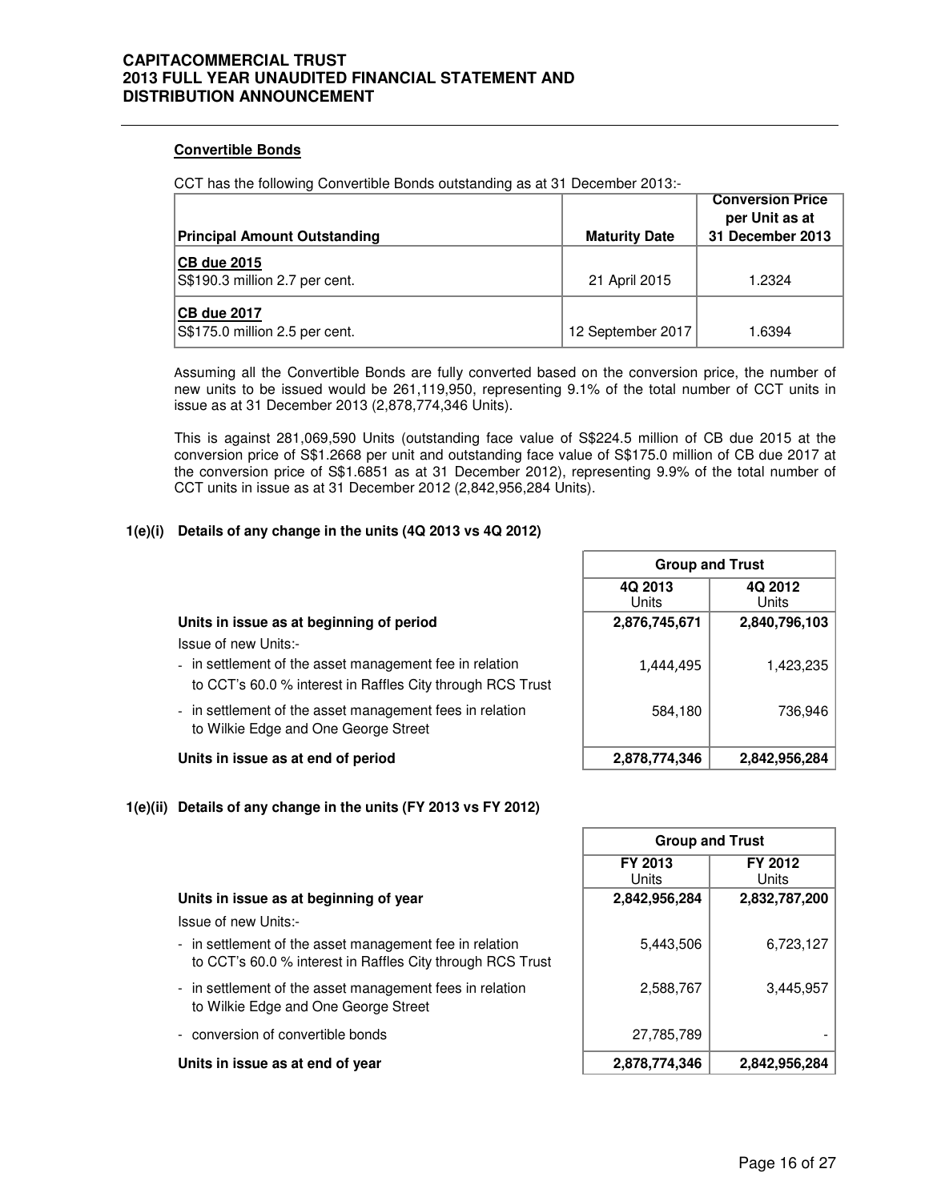**Convertible Bonds**

CCT has the following Convertible Bonds outstanding as at 31 December 2013:-

| Principal Amount Outstanding | Maturity Date | Conversion Price per Unit as at 31 December 2013 |
|---|---|---|
| **CB due 2015**<br>S$190.3 million 2.7 per cent. | 21 April 2015 | 1.2324 |
| **CB due 2017**<br>S$175.0 million 2.5 per cent. | 12 September 2017 | 1.6394 |

Assuming all the Convertible Bonds are fully converted based on the conversion price, the number of new units to be issued would be 261,119,950, representing 9.1% of the total number of CCT units in issue as at 31 December 2013 (2,878,774,346 Units).

This is against 281,069,590 Units (outstanding face value of S$224.5 million of CB due 2015 at the conversion price of S$1.2668 per unit and outstanding face value of S$175.0 million of CB due 2017 at the conversion price of S$1.6851 as at 31 December 2012), representing 9.9% of the total number of CCT units in issue as at 31 December 2012 (2,842,956,284 Units).

### 1(e)(i) Details of any change in the units (4Q 2013 vs 4Q 2012)

| | Group and Trust | |
|---|---|---|
| | 4Q 2013<br>Units | 4Q 2012<br>Units |
| **Units in issue as at beginning of period** | **2,876,745,671** | **2,840,796,103** |
| Issue of new Units:- | | |
| - in settlement of the asset management fee in relation to CCT's 60.0 % interest in Raffles City through RCS Trust | 1,444,495 | 1,423,235 |
| - in settlement of the asset management fees in relation to Wilkie Edge and One George Street | 584,180 | 736,946 |
| **Units in issue as at end of period** | **2,878,774,346** | **2,842,956,284** |

### 1(e)(ii) Details of any change in the units (FY 2013 vs FY 2012)

| | Group and Trust | |
|---|---|---|
| | FY 2013<br>Units | FY 2012<br>Units |
| **Units in issue as at beginning of year** | **2,842,956,284** | **2,832,787,200** |
| Issue of new Units:- | | |
| - in settlement of the asset management fee in relation to CCT's 60.0 % interest in Raffles City through RCS Trust | 5,443,506 | 6,723,127 |
| - in settlement of the asset management fees in relation to Wilkie Edge and One George Street | 2,588,767 | 3,445,957 |
| - conversion of convertible bonds | 27,785,789 | - |
| **Units in issue as at end of year** | **2,878,774,346** | **2,842,956,284** |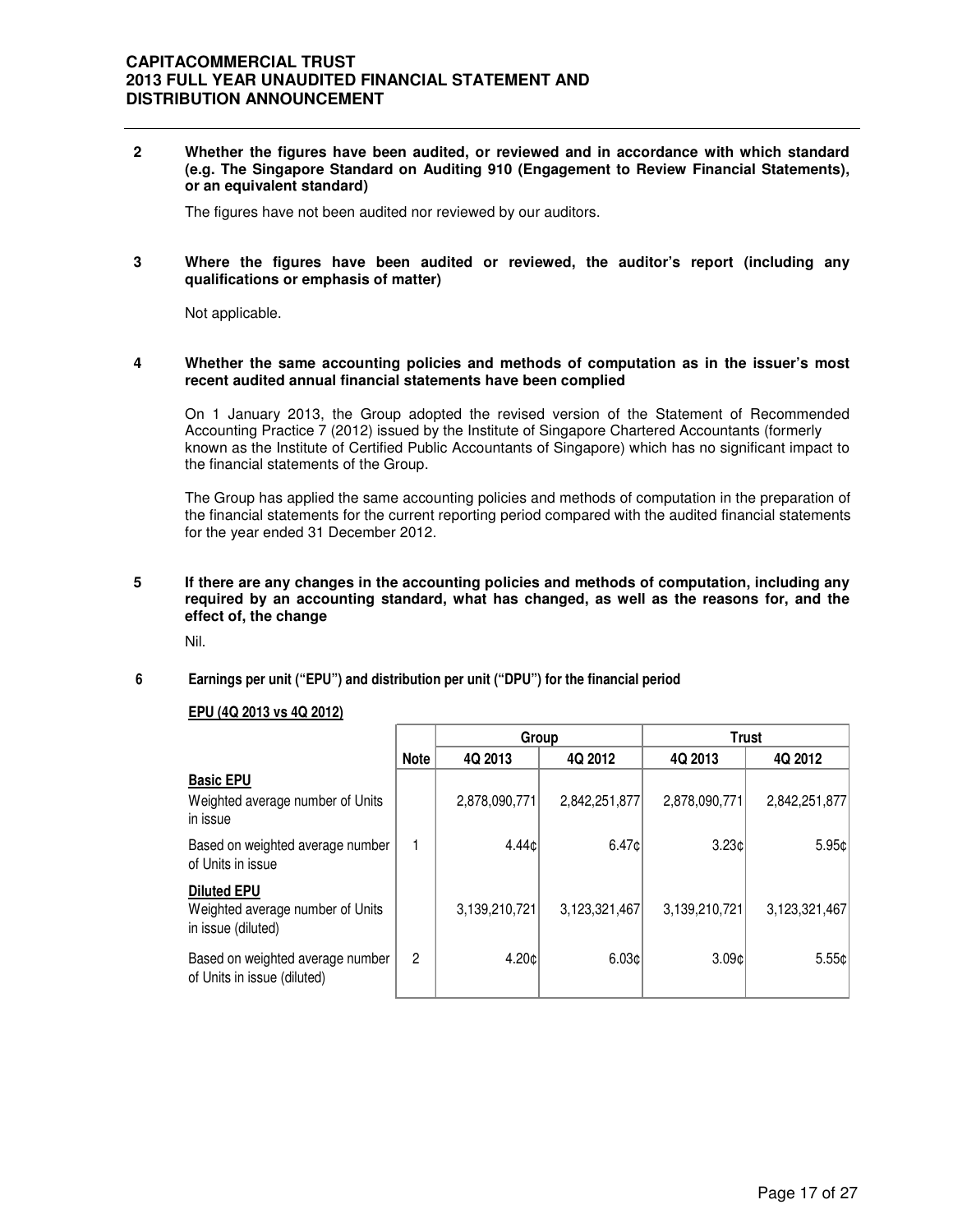**2 Whether the figures have been audited, or reviewed and in accordance with which standard (e.g. The Singapore Standard on Auditing 910 (Engagement to Review Financial Statements), or an equivalent standard)**

The figures have not been audited nor reviewed by our auditors.

**3 Where the figures have been audited or reviewed, the auditor's report (including any qualifications or emphasis of matter)**

Not applicable.

**4 Whether the same accounting policies and methods of computation as in the issuer's most recent audited annual financial statements have been complied**

On 1 January 2013, the Group adopted the revised version of the Statement of Recommended Accounting Practice 7 (2012) issued by the Institute of Singapore Chartered Accountants (formerly known as the Institute of Certified Public Accountants of Singapore) which has no significant impact to the financial statements of the Group.

The Group has applied the same accounting policies and methods of computation in the preparation of the financial statements for the current reporting period compared with the audited financial statements for the year ended 31 December 2012.

**5 If there are any changes in the accounting policies and methods of computation, including any required by an accounting standard, what has changed, as well as the reasons for, and the effect of, the change**

Nil.

**6 Earnings per unit ("EPU") and distribution per unit ("DPU") for the financial period**

**EPU (4Q 2013 vs 4Q 2012)**

| | | Group | | Trust | |
|---|---|---|---|---|---|
| | Note | 4Q 2013 | 4Q 2012 | 4Q 2013 | 4Q 2012 |
| **Basic EPU** | | | | | |
| Weighted average number of Units in issue | | 2,878,090,771 | 2,842,251,877 | 2,878,090,771 | 2,842,251,877 |
| Based on weighted average number of Units in issue | 1 | 4.44¢ | 6.47¢ | 3.23¢ | 5.95¢ |
| **Diluted EPU** | | | | | |
| Weighted average number of Units in issue (diluted) | | 3,139,210,721 | 3,123,321,467 | 3,139,210,721 | 3,123,321,467 |
| Based on weighted average number of Units in issue (diluted) | 2 | 4.20¢ | 6.03¢ | 3.09¢ | 5.55¢ |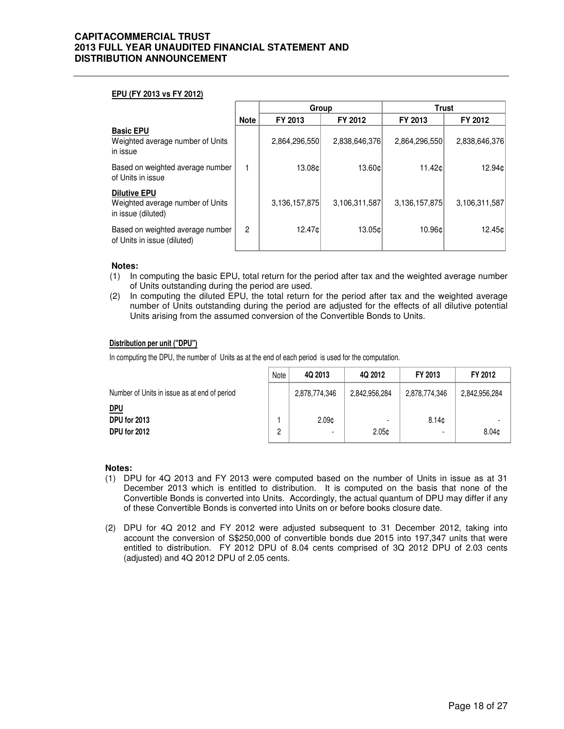#### EPU (FY 2013 vs FY 2012)

| | Note | Group | | Trust | |
|---|---|---|---|---|---|
| | | FY 2013 | FY 2012 | FY 2013 | FY 2012 |
| **Basic EPU**<br>Weighted average number of Units in issue | | 2,864,296,550 | 2,838,646,376 | 2,864,296,550 | 2,838,646,376 |
| Based on weighted average number of Units in issue | 1 | 13.08¢ | 13.60¢ | 11.42¢ | 12.94¢ |
| **Dilutive EPU**<br>Weighted average number of Units in issue (diluted) | | 3,136,157,875 | 3,106,311,587 | 3,136,157,875 | 3,106,311,587 |
| Based on weighted average number of Units in issue (diluted) | 2 | 12.47¢ | 13.05¢ | 10.96¢ | 12.45¢ |

**Notes:**

(1) In computing the basic EPU, total return for the period after tax and the weighted average number of Units outstanding during the period are used.

(2) In computing the diluted EPU, the total return for the period after tax and the weighted average number of Units outstanding during the period are adjusted for the effects of all dilutive potential Units arising from the assumed conversion of the Convertible Bonds to Units.

#### Distribution per unit ("DPU")

In computing the DPU, the number of Units as at the end of each period is used for the computation.

| | Note | 4Q 2013 | 4Q 2012 | FY 2013 | FY 2012 |
|---|---|---|---|---|---|
| Number of Units in issue as at end of period | | 2,878,774,346 | 2,842,956,284 | 2,878,774,346 | 2,842,956,284 |
| **DPU** | | | | | |
| **DPU for 2013** | 1 | 2.09¢ | - | 8.14¢ | - |
| **DPU for 2012** | 2 | - | 2.05¢ | - | 8.04¢ |

**Notes:**

(1) DPU for 4Q 2013 and FY 2013 were computed based on the number of Units in issue as at 31 December 2013 which is entitled to distribution. It is computed on the basis that none of the Convertible Bonds is converted into Units. Accordingly, the actual quantum of DPU may differ if any of these Convertible Bonds is converted into Units on or before books closure date.

(2) DPU for 4Q 2012 and FY 2012 were adjusted subsequent to 31 December 2012, taking into account the conversion of S$250,000 of convertible bonds due 2015 into 197,347 units that were entitled to distribution. FY 2012 DPU of 8.04 cents comprised of 3Q 2012 DPU of 2.03 cents (adjusted) and 4Q 2012 DPU of 2.05 cents.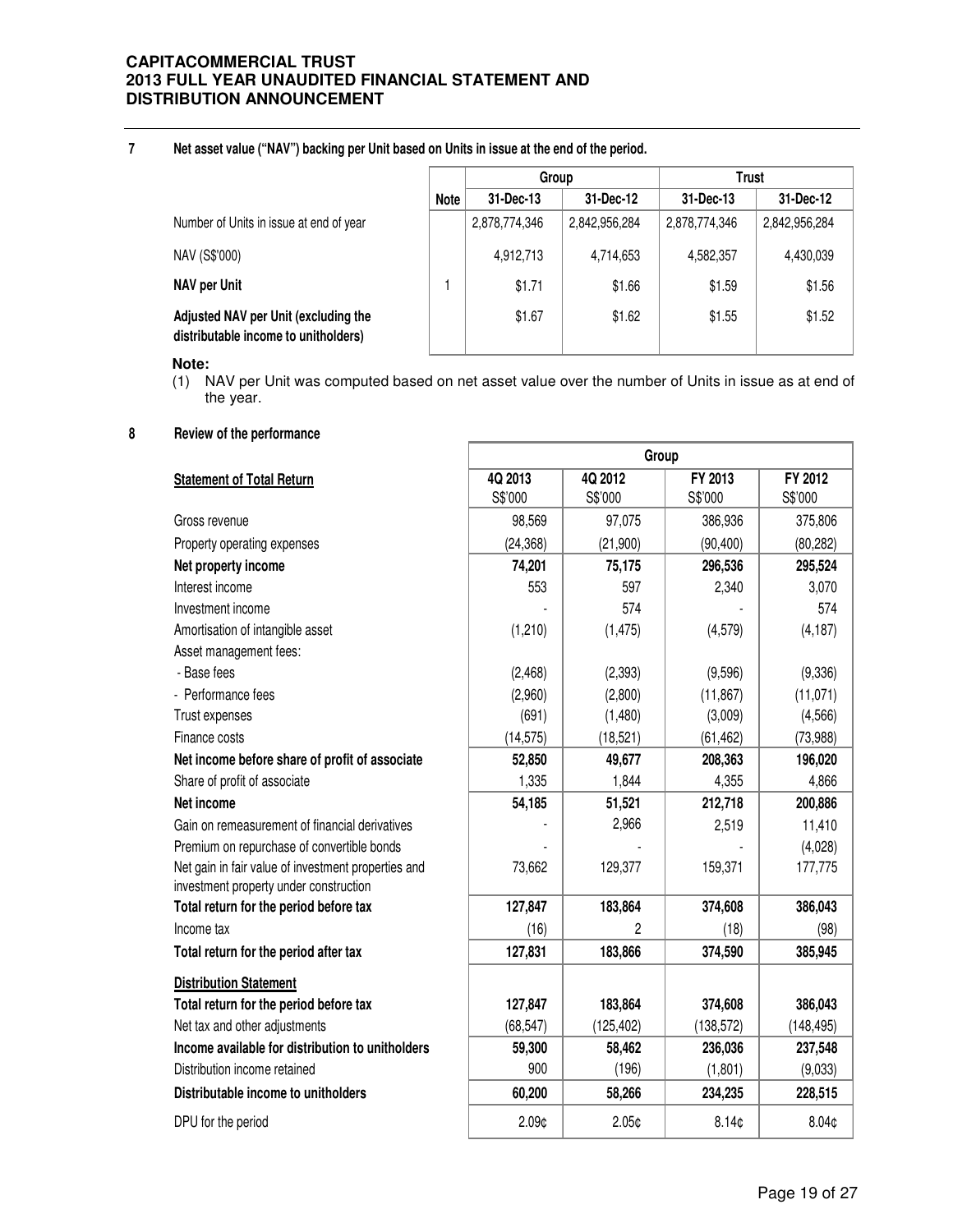## 7 Net asset value ("NAV") backing per Unit based on Units in issue at the end of the period.

| | Note | Group | | Trust | |
|---|---|---|---|---|---|
| | | 31-Dec-13 | 31-Dec-12 | 31-Dec-13 | 31-Dec-12 |
| Number of Units in issue at end of year | | 2,878,774,346 | 2,842,956,284 | 2,878,774,346 | 2,842,956,284 |
| NAV (S$'000) | | 4,912,713 | 4,714,653 | 4,582,357 | 4,430,039 |
| **NAV per Unit** | 1 | $1.71 | $1.66 | $1.59 | $1.56 |
| **Adjusted NAV per Unit (excluding the distributable income to unitholders)** | | $1.67 | $1.62 | $1.55 | $1.52 |

**Note:**

(1) NAV per Unit was computed based on net asset value over the number of Units in issue as at end of the year.

## 8 Review of the performance

| | Group | | | |
|---|---|---|---|---|
| **Statement of Total Return** | 4Q 2013 S$'000 | 4Q 2012 S$'000 | FY 2013 S$'000 | FY 2012 S$'000 |
| Gross revenue | 98,569 | 97,075 | 386,936 | 375,806 |
| Property operating expenses | (24,368) | (21,900) | (90,400) | (80,282) |
| **Net property income** | **74,201** | **75,175** | **296,536** | **295,524** |
| Interest income | 553 | 597 | 2,340 | 3,070 |
| Investment income | - | 574 | - | 574 |
| Amortisation of intangible asset | (1,210) | (1,475) | (4,579) | (4,187) |
| Asset management fees: | | | | |
| - Base fees | (2,468) | (2,393) | (9,596) | (9,336) |
| - Performance fees | (2,960) | (2,800) | (11,867) | (11,071) |
| Trust expenses | (691) | (1,480) | (3,009) | (4,566) |
| Finance costs | (14,575) | (18,521) | (61,462) | (73,988) |
| **Net income before share of profit of associate** | **52,850** | **49,677** | **208,363** | **196,020** |
| Share of profit of associate | 1,335 | 1,844 | 4,355 | 4,866 |
| **Net income** | **54,185** | **51,521** | **212,718** | **200,886** |
| Gain on remeasurement of financial derivatives | - | 2,966 | 2,519 | 11,410 |
| Premium on repurchase of convertible bonds | - | - | - | (4,028) |
| Net gain in fair value of investment properties and investment property under construction | 73,662 | 129,377 | 159,371 | 177,775 |
| **Total return for the period before tax** | **127,847** | **183,864** | **374,608** | **386,043** |
| Income tax | (16) | 2 | (18) | (98) |
| **Total return for the period after tax** | **127,831** | **183,866** | **374,590** | **385,945** |
| **Distribution Statement** | | | | |
| **Total return for the period before tax** | **127,847** | **183,864** | **374,608** | **386,043** |
| Net tax and other adjustments | (68,547) | (125,402) | (138,572) | (148,495) |
| **Income available for distribution to unitholders** | **59,300** | **58,462** | **236,036** | **237,548** |
| Distribution income retained | 900 | (196) | (1,801) | (9,033) |
| **Distributable income to unitholders** | **60,200** | **58,266** | **234,235** | **228,515** |
| DPU for the period | 2.09¢ | 2.05¢ | 8.14¢ | 8.04¢ |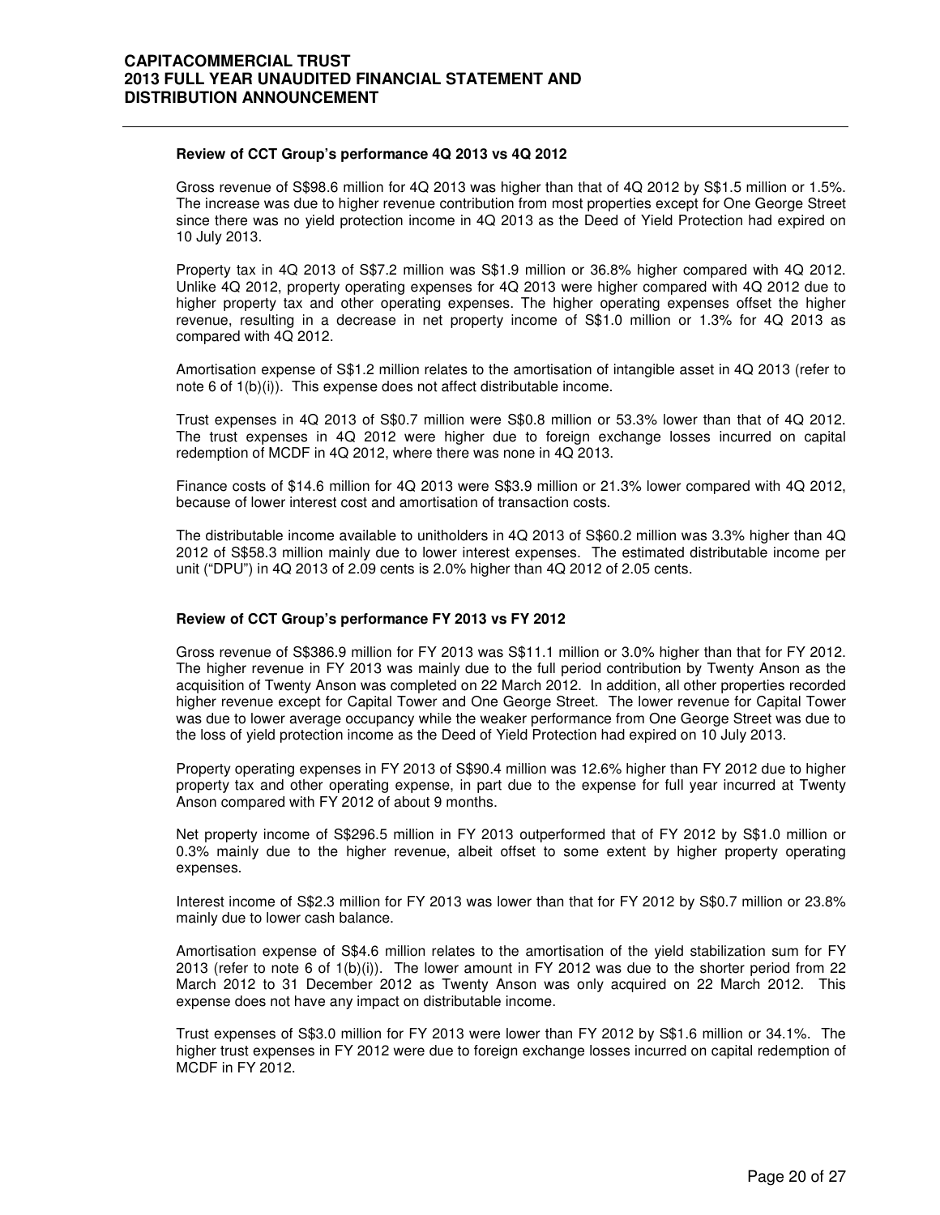**Review of CCT Group's performance 4Q 2013 vs 4Q 2012**

Gross revenue of S$98.6 million for 4Q 2013 was higher than that of 4Q 2012 by S$1.5 million or 1.5%. The increase was due to higher revenue contribution from most properties except for One George Street since there was no yield protection income in 4Q 2013 as the Deed of Yield Protection had expired on 10 July 2013.

Property tax in 4Q 2013 of S$7.2 million was S$1.9 million or 36.8% higher compared with 4Q 2012. Unlike 4Q 2012, property operating expenses for 4Q 2013 were higher compared with 4Q 2012 due to higher property tax and other operating expenses. The higher operating expenses offset the higher revenue, resulting in a decrease in net property income of S$1.0 million or 1.3% for 4Q 2013 as compared with 4Q 2012.

Amortisation expense of S$1.2 million relates to the amortisation of intangible asset in 4Q 2013 (refer to note 6 of 1(b)(i)). This expense does not affect distributable income.

Trust expenses in 4Q 2013 of S$0.7 million were S$0.8 million or 53.3% lower than that of 4Q 2012. The trust expenses in 4Q 2012 were higher due to foreign exchange losses incurred on capital redemption of MCDF in 4Q 2012, where there was none in 4Q 2013.

Finance costs of $14.6 million for 4Q 2013 were S$3.9 million or 21.3% lower compared with 4Q 2012, because of lower interest cost and amortisation of transaction costs.

The distributable income available to unitholders in 4Q 2013 of S$60.2 million was 3.3% higher than 4Q 2012 of S$58.3 million mainly due to lower interest expenses. The estimated distributable income per unit ("DPU") in 4Q 2013 of 2.09 cents is 2.0% higher than 4Q 2012 of 2.05 cents.

**Review of CCT Group's performance FY 2013 vs FY 2012**

Gross revenue of S$386.9 million for FY 2013 was S$11.1 million or 3.0% higher than that for FY 2012. The higher revenue in FY 2013 was mainly due to the full period contribution by Twenty Anson as the acquisition of Twenty Anson was completed on 22 March 2012. In addition, all other properties recorded higher revenue except for Capital Tower and One George Street. The lower revenue for Capital Tower was due to lower average occupancy while the weaker performance from One George Street was due to the loss of yield protection income as the Deed of Yield Protection had expired on 10 July 2013.

Property operating expenses in FY 2013 of S$90.4 million was 12.6% higher than FY 2012 due to higher property tax and other operating expense, in part due to the expense for full year incurred at Twenty Anson compared with FY 2012 of about 9 months.

Net property income of S$296.5 million in FY 2013 outperformed that of FY 2012 by S$1.0 million or 0.3% mainly due to the higher revenue, albeit offset to some extent by higher property operating expenses.

Interest income of S$2.3 million for FY 2013 was lower than that for FY 2012 by S$0.7 million or 23.8% mainly due to lower cash balance.

Amortisation expense of S$4.6 million relates to the amortisation of the yield stabilization sum for FY 2013 (refer to note 6 of 1(b)(i)). The lower amount in FY 2012 was due to the shorter period from 22 March 2012 to 31 December 2012 as Twenty Anson was only acquired on 22 March 2012. This expense does not have any impact on distributable income.

Trust expenses of S$3.0 million for FY 2013 were lower than FY 2012 by S$1.6 million or 34.1%. The higher trust expenses in FY 2012 were due to foreign exchange losses incurred on capital redemption of MCDF in FY 2012.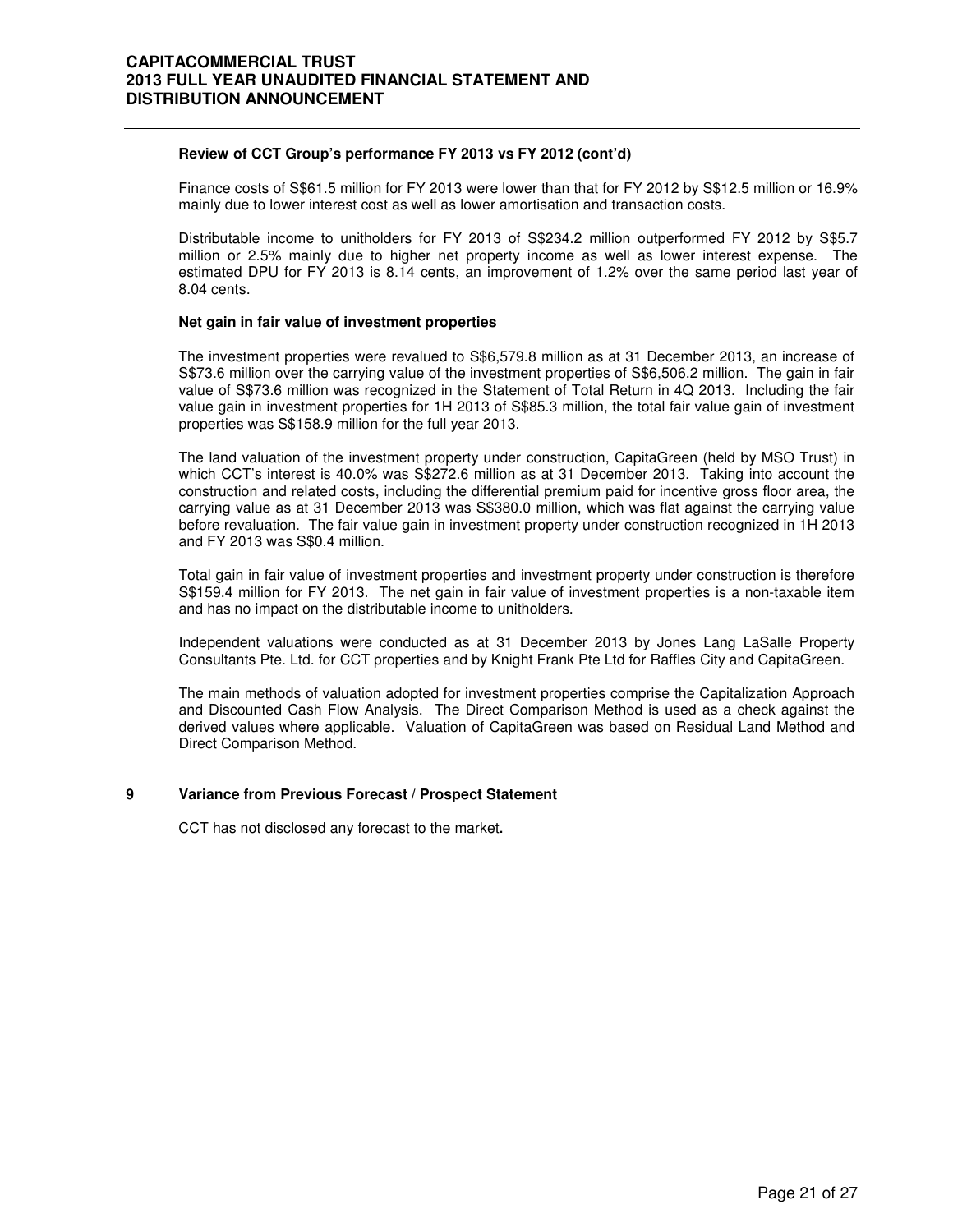**Review of CCT Group's performance FY 2013 vs FY 2012 (cont'd)**

Finance costs of S$61.5 million for FY 2013 were lower than that for FY 2012 by S$12.5 million or 16.9% mainly due to lower interest cost as well as lower amortisation and transaction costs.

Distributable income to unitholders for FY 2013 of S$234.2 million outperformed FY 2012 by S$5.7 million or 2.5% mainly due to higher net property income as well as lower interest expense. The estimated DPU for FY 2013 is 8.14 cents, an improvement of 1.2% over the same period last year of 8.04 cents.

**Net gain in fair value of investment properties**

The investment properties were revalued to S$6,579.8 million as at 31 December 2013, an increase of S$73.6 million over the carrying value of the investment properties of S$6,506.2 million. The gain in fair value of S$73.6 million was recognized in the Statement of Total Return in 4Q 2013. Including the fair value gain in investment properties for 1H 2013 of S$85.3 million, the total fair value gain of investment properties was S$158.9 million for the full year 2013.

The land valuation of the investment property under construction, CapitaGreen (held by MSO Trust) in which CCT's interest is 40.0% was S$272.6 million as at 31 December 2013. Taking into account the construction and related costs, including the differential premium paid for incentive gross floor area, the carrying value as at 31 December 2013 was S$380.0 million, which was flat against the carrying value before revaluation. The fair value gain in investment property under construction recognized in 1H 2013 and FY 2013 was S$0.4 million.

Total gain in fair value of investment properties and investment property under construction is therefore S$159.4 million for FY 2013. The net gain in fair value of investment properties is a non-taxable item and has no impact on the distributable income to unitholders.

Independent valuations were conducted as at 31 December 2013 by Jones Lang LaSalle Property Consultants Pte. Ltd. for CCT properties and by Knight Frank Pte Ltd for Raffles City and CapitaGreen.

The main methods of valuation adopted for investment properties comprise the Capitalization Approach and Discounted Cash Flow Analysis. The Direct Comparison Method is used as a check against the derived values where applicable. Valuation of CapitaGreen was based on Residual Land Method and Direct Comparison Method.

## 9 Variance from Previous Forecast / Prospect Statement

CCT has not disclosed any forecast to the market.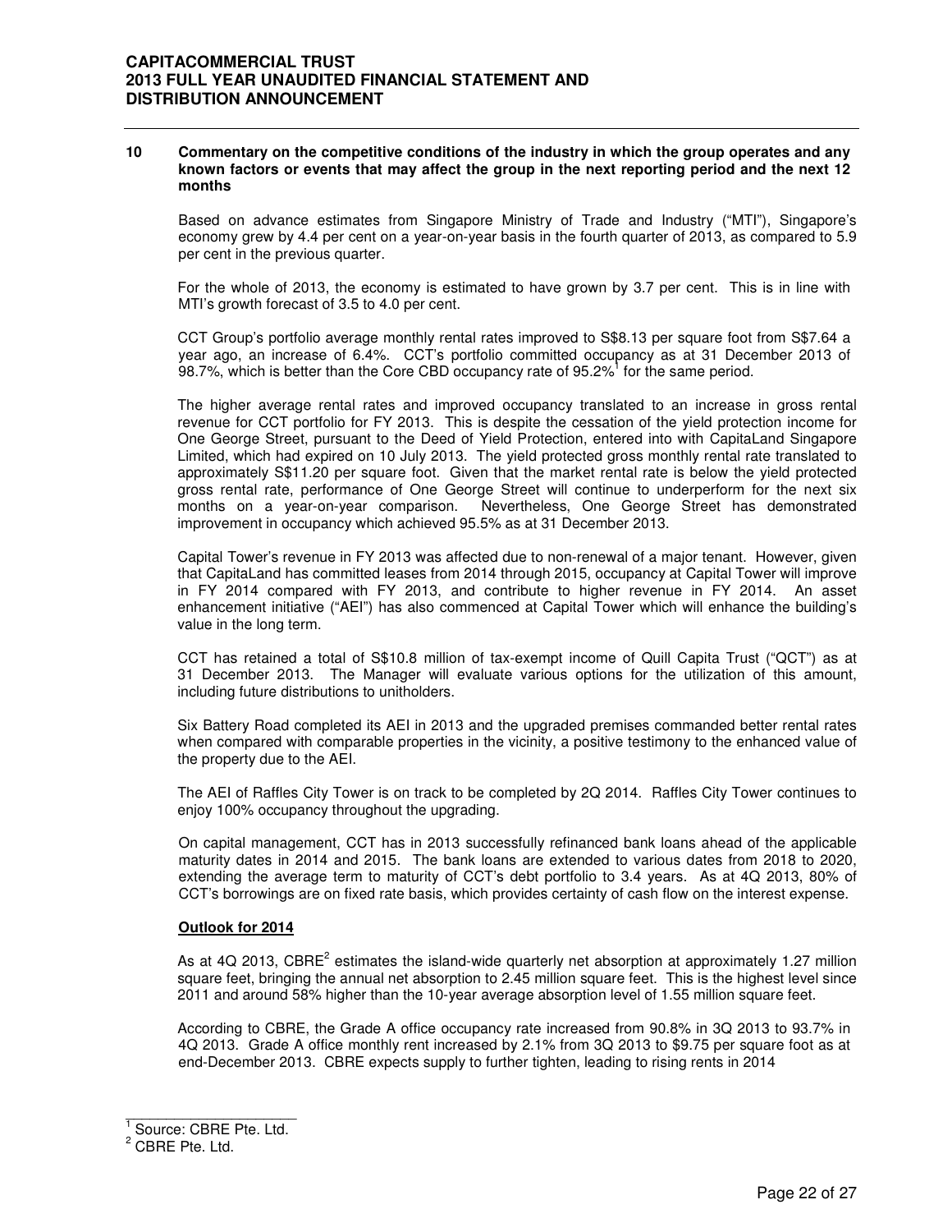## 10 Commentary on the competitive conditions of the industry in which the group operates and any known factors or events that may affect the group in the next reporting period and the next 12 months

Based on advance estimates from Singapore Ministry of Trade and Industry ("MTI"), Singapore's economy grew by 4.4 per cent on a year-on-year basis in the fourth quarter of 2013, as compared to 5.9 per cent in the previous quarter.

For the whole of 2013, the economy is estimated to have grown by 3.7 per cent. This is in line with MTI's growth forecast of 3.5 to 4.0 per cent.

CCT Group's portfolio average monthly rental rates improved to S$8.13 per square foot from S$7.64 a year ago, an increase of 6.4%. CCT's portfolio committed occupancy as at 31 December 2013 of 98.7%, which is better than the Core CBD occupancy rate of 95.2%[1] for the same period.

The higher average rental rates and improved occupancy translated to an increase in gross rental revenue for CCT portfolio for FY 2013. This is despite the cessation of the yield protection income for One George Street, pursuant to the Deed of Yield Protection, entered into with CapitaLand Singapore Limited, which had expired on 10 July 2013. The yield protected gross monthly rental rate translated to approximately S$11.20 per square foot. Given that the market rental rate is below the yield protected gross rental rate, performance of One George Street will continue to underperform for the next six months on a year-on-year comparison. Nevertheless, One George Street has demonstrated improvement in occupancy which achieved 95.5% as at 31 December 2013.

Capital Tower's revenue in FY 2013 was affected due to non-renewal of a major tenant. However, given that CapitaLand has committed leases from 2014 through 2015, occupancy at Capital Tower will improve in FY 2014 compared with FY 2013, and contribute to higher revenue in FY 2014. An asset enhancement initiative ("AEI") has also commenced at Capital Tower which will enhance the building's value in the long term.

CCT has retained a total of S$10.8 million of tax-exempt income of Quill Capita Trust ("QCT") as at 31 December 2013. The Manager will evaluate various options for the utilization of this amount, including future distributions to unitholders.

Six Battery Road completed its AEI in 2013 and the upgraded premises commanded better rental rates when compared with comparable properties in the vicinity, a positive testimony to the enhanced value of the property due to the AEI.

The AEI of Raffles City Tower is on track to be completed by 2Q 2014. Raffles City Tower continues to enjoy 100% occupancy throughout the upgrading.

On capital management, CCT has in 2013 successfully refinanced bank loans ahead of the applicable maturity dates in 2014 and 2015. The bank loans are extended to various dates from 2018 to 2020, extending the average term to maturity of CCT's debt portfolio to 3.4 years. As at 4Q 2013, 80% of CCT's borrowings are on fixed rate basis, which provides certainty of cash flow on the interest expense.

**Outlook for 2014**

As at 4Q 2013, CBRE[2] estimates the island-wide quarterly net absorption at approximately 1.27 million square feet, bringing the annual net absorption to 2.45 million square feet. This is the highest level since 2011 and around 58% higher than the 10-year average absorption level of 1.55 million square feet.

According to CBRE, the Grade A office occupancy rate increased from 90.8% in 3Q 2013 to 93.7% in 4Q 2013. Grade A office monthly rent increased by 2.1% from 3Q 2013 to $9.75 per square foot as at end-December 2013. CBRE expects supply to further tighten, leading to rising rents in 2014

---

[1] Source: CBRE Pte. Ltd.

[2] CBRE Pte. Ltd.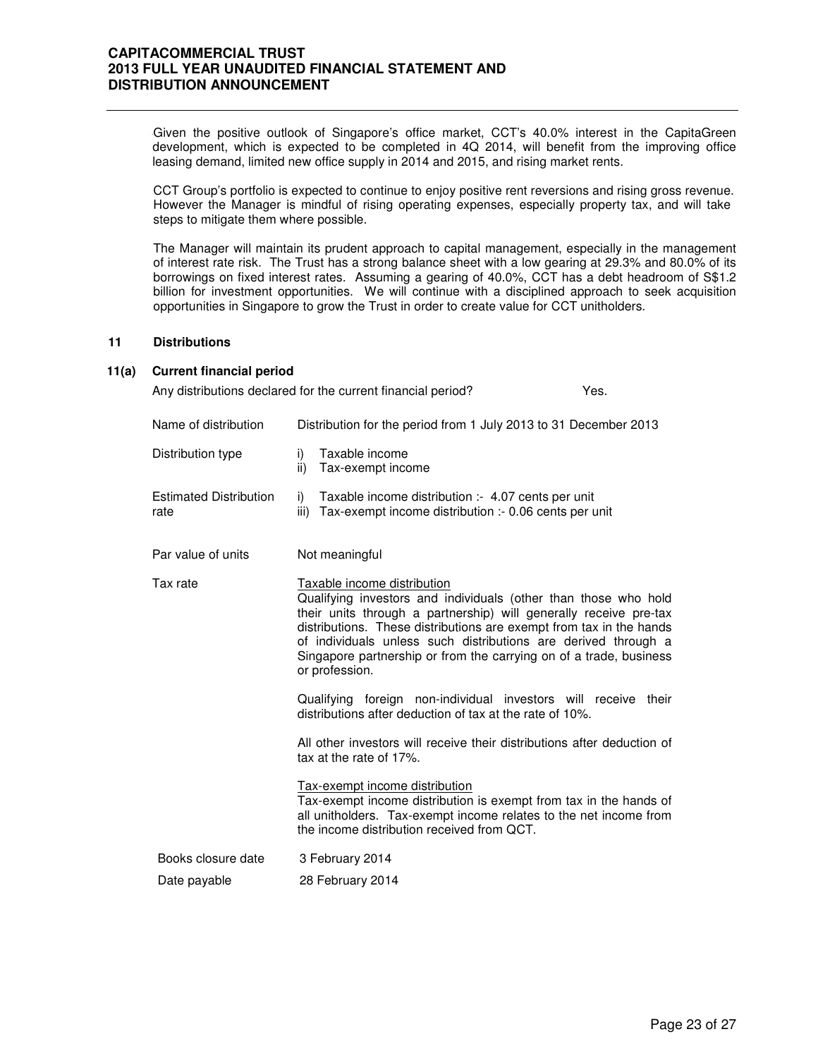Given the positive outlook of Singapore's office market, CCT's 40.0% interest in the CapitaGreen development, which is expected to be completed in 4Q 2014, will benefit from the improving office leasing demand, limited new office supply in 2014 and 2015, and rising market rents.

CCT Group's portfolio is expected to continue to enjoy positive rent reversions and rising gross revenue. However the Manager is mindful of rising operating expenses, especially property tax, and will take steps to mitigate them where possible.

The Manager will maintain its prudent approach to capital management, especially in the management of interest rate risk. The Trust has a strong balance sheet with a low gearing at 29.3% and 80.0% of its borrowings on fixed interest rates. Assuming a gearing of 40.0%, CCT has a debt headroom of S$1.2 billion for investment opportunities. We will continue with a disciplined approach to seek acquisition opportunities in Singapore to grow the Trust in order to create value for CCT unitholders.

## 11 Distributions

### 11(a) Current financial period

Any distributions declared for the current financial period? Yes.

| | |
|---|---|
| Name of distribution | Distribution for the period from 1 July 2013 to 31 December 2013 |
| Distribution type | i) Taxable income<br>ii) Tax-exempt income |
| Estimated Distribution rate | i) Taxable income distribution :- 4.07 cents per unit<br>iii) Tax-exempt income distribution :- 0.06 cents per unit |
| Par value of units | Not meaningful |
| Tax rate | Taxable income distribution<br>Qualifying investors and individuals (other than those who hold their units through a partnership) will generally receive pre-tax distributions. These distributions are exempt from tax in the hands of individuals unless such distributions are derived through a Singapore partnership or from the carrying on of a trade, business or profession.<br><br>Qualifying foreign non-individual investors will receive their distributions after deduction of tax at the rate of 10%.<br><br>All other investors will receive their distributions after deduction of tax at the rate of 17%.<br><br>Tax-exempt income distribution<br>Tax-exempt income distribution is exempt from tax in the hands of all unitholders. Tax-exempt income relates to the net income from the income distribution received from QCT. |
| Books closure date | 3 February 2014 |
| Date payable | 28 February 2014 |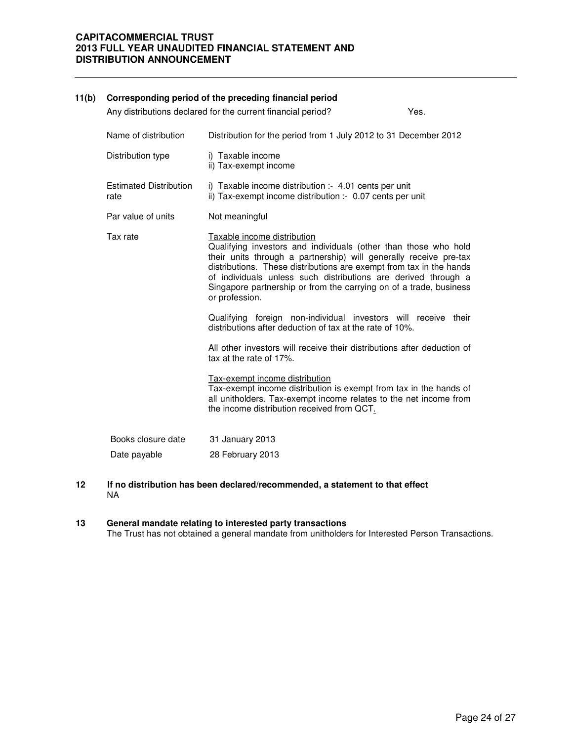## 11(b) Corresponding period of the preceding financial period

Any distributions declared for the current financial period? Yes.

| | |
|---|---|
| Name of distribution | Distribution for the period from 1 July 2012 to 31 December 2012 |
| Distribution type | i) Taxable income<br>ii) Tax-exempt income |
| Estimated Distribution rate | i) Taxable income distribution :- 4.01 cents per unit<br>ii) Tax-exempt income distribution :- 0.07 cents per unit |
| Par value of units | Not meaningful |
| Tax rate | <u>Taxable income distribution</u><br>Qualifying investors and individuals (other than those who hold their units through a partnership) will generally receive pre-tax distributions. These distributions are exempt from tax in the hands of individuals unless such distributions are derived through a Singapore partnership or from the carrying on of a trade, business or profession.<br><br>Qualifying foreign non-individual investors will receive their distributions after deduction of tax at the rate of 10%.<br><br>All other investors will receive their distributions after deduction of tax at the rate of 17%.<br><br><u>Tax-exempt income distribution</u><br>Tax-exempt income distribution is exempt from tax in the hands of all unitholders. Tax-exempt income relates to the net income from the income distribution received from QCT. |
| Books closure date | 31 January 2013 |
| Date payable | 28 February 2013 |

## 12 If no distribution has been declared/recommended, a statement to that effect

NA

## 13 General mandate relating to interested party transactions

The Trust has not obtained a general mandate from unitholders for Interested Person Transactions.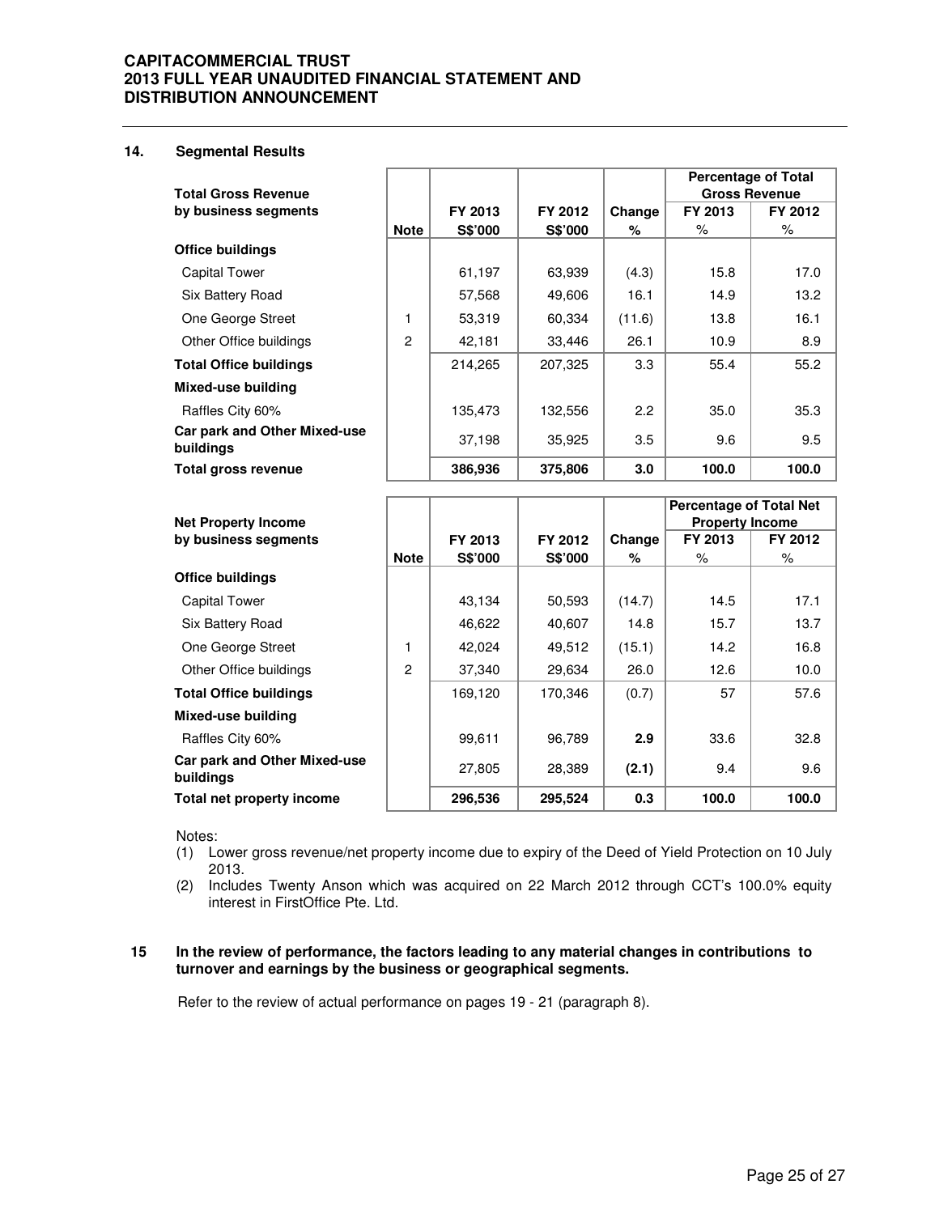## 14. Segmental Results

| Total Gross Revenue by business segments | Note | FY 2013 S$'000 | FY 2012 S$'000 | Change % | Percentage of Total Gross Revenue | |
|---|---|---|---|---|---|---|
| | | | | | FY 2013 % | FY 2012 % |
| **Office buildings** | | | | | | |
| Capital Tower | | 61,197 | 63,939 | (4.3) | 15.8 | 17.0 |
| Six Battery Road | | 57,568 | 49,606 | 16.1 | 14.9 | 13.2 |
| One George Street | 1 | 53,319 | 60,334 | (11.6) | 13.8 | 16.1 |
| Other Office buildings | 2 | 42,181 | 33,446 | 26.1 | 10.9 | 8.9 |
| **Total Office buildings** | | 214,265 | 207,325 | 3.3 | 55.4 | 55.2 |
| **Mixed-use building** | | | | | | |
| Raffles City 60% | | 135,473 | 132,556 | 2.2 | 35.0 | 35.3 |
| **Car park and Other Mixed-use buildings** | | 37,198 | 35,925 | 3.5 | 9.6 | 9.5 |
| **Total gross revenue** | | **386,936** | **375,806** | **3.0** | **100.0** | **100.0** |

| Net Property Income by business segments | Note | FY 2013 S$'000 | FY 2012 S$'000 | Change % | Percentage of Total Net Property Income | |
|---|---|---|---|---|---|---|
| | | | | | FY 2013 % | FY 2012 % |
| **Office buildings** | | | | | | |
| Capital Tower | | 43,134 | 50,593 | (14.7) | 14.5 | 17.1 |
| Six Battery Road | | 46,622 | 40,607 | 14.8 | 15.7 | 13.7 |
| One George Street | 1 | 42,024 | 49,512 | (15.1) | 14.2 | 16.8 |
| Other Office buildings | 2 | 37,340 | 29,634 | 26.0 | 12.6 | 10.0 |
| **Total Office buildings** | | 169,120 | 170,346 | (0.7) | 57 | 57.6 |
| **Mixed-use building** | | | | | | |
| Raffles City 60% | | 99,611 | 96,789 | **2.9** | 33.6 | 32.8 |
| **Car park and Other Mixed-use buildings** | | 27,805 | 28,389 | **(2.1)** | 9.4 | 9.6 |
| **Total net property income** | | **296,536** | **295,524** | **0.3** | **100.0** | **100.0** |

Notes:

(1) Lower gross revenue/net property income due to expiry of the Deed of Yield Protection on 10 July 2013.

(2) Includes Twenty Anson which was acquired on 22 March 2012 through CCT's 100.0% equity interest in FirstOffice Pte. Ltd.

## 15 In the review of performance, the factors leading to any material changes in contributions to turnover and earnings by the business or geographical segments.

Refer to the review of actual performance on pages 19 - 21 (paragraph 8).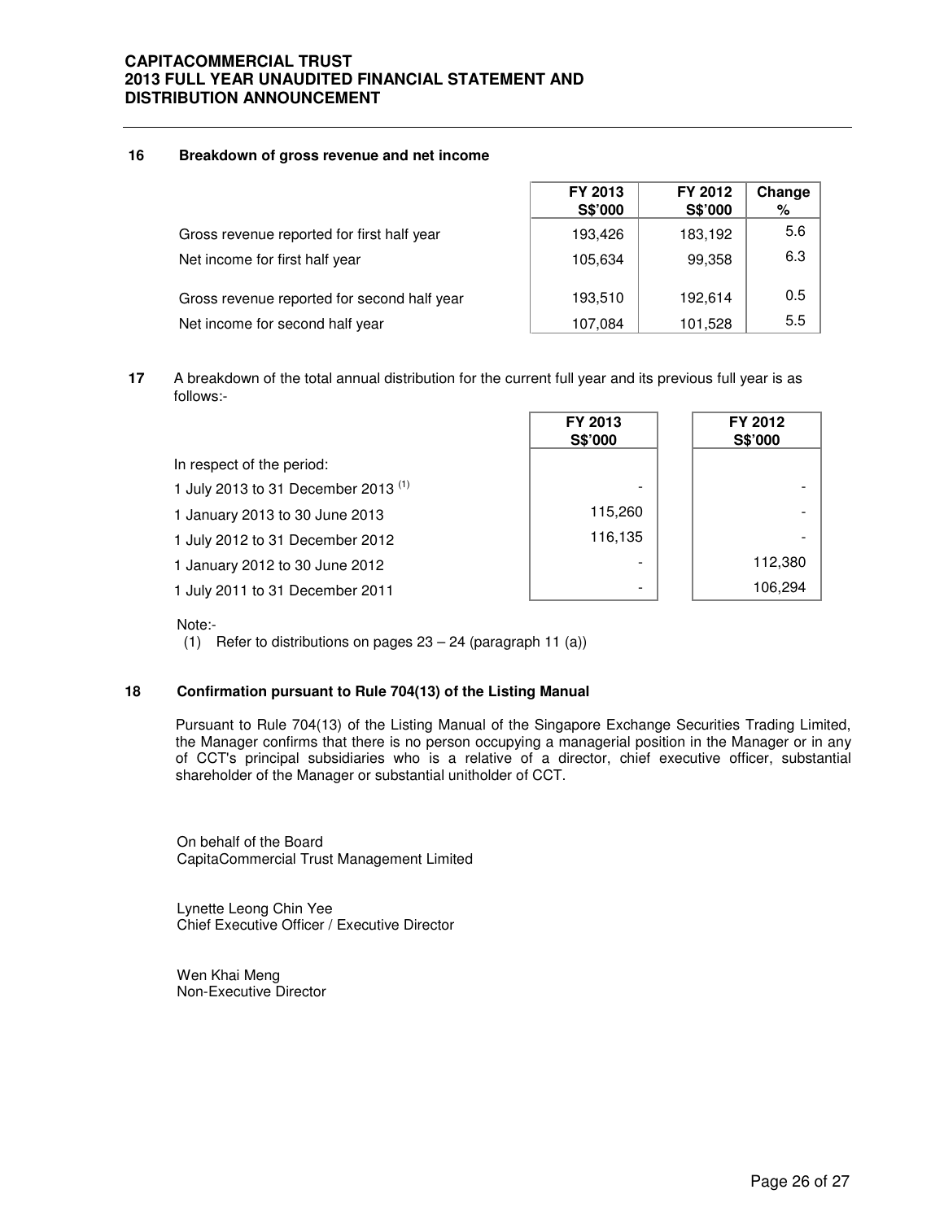## 16 Breakdown of gross revenue and net income

| | FY 2013 S$'000 | FY 2012 S$'000 | Change % |
|---|---|---|---|
| Gross revenue reported for first half year | 193,426 | 183,192 | 5.6 |
| Net income for first half year | 105,634 | 99,358 | 6.3 |
| Gross revenue reported for second half year | 193,510 | 192,614 | 0.5 |
| Net income for second half year | 107,084 | 101,528 | 5.5 |

## 17 A breakdown of the total annual distribution for the current full year and its previous full year is as follows:-

| | FY 2013 S$'000 | FY 2012 S$'000 |
|---|---|---|
| In respect of the period: | | |
| 1 July 2013 to 31 December 2013 [(1)] | - | - |
| 1 January 2013 to 30 June 2013 | 115,260 | - |
| 1 July 2012 to 31 December 2012 | 116,135 | - |
| 1 January 2012 to 30 June 2012 | - | 112,380 |
| 1 July 2011 to 31 December 2011 | - | 106,294 |

Note:-

(1) Refer to distributions on pages 23 – 24 (paragraph 11 (a))

## 18 Confirmation pursuant to Rule 704(13) of the Listing Manual

Pursuant to Rule 704(13) of the Listing Manual of the Singapore Exchange Securities Trading Limited, the Manager confirms that there is no person occupying a managerial position in the Manager or in any of CCT's principal subsidiaries who is a relative of a director, chief executive officer, substantial shareholder of the Manager or substantial unitholder of CCT.

On behalf of the Board
CapitaCommercial Trust Management Limited

Lynette Leong Chin Yee
Chief Executive Officer / Executive Director

Wen Khai Meng
Non-Executive Director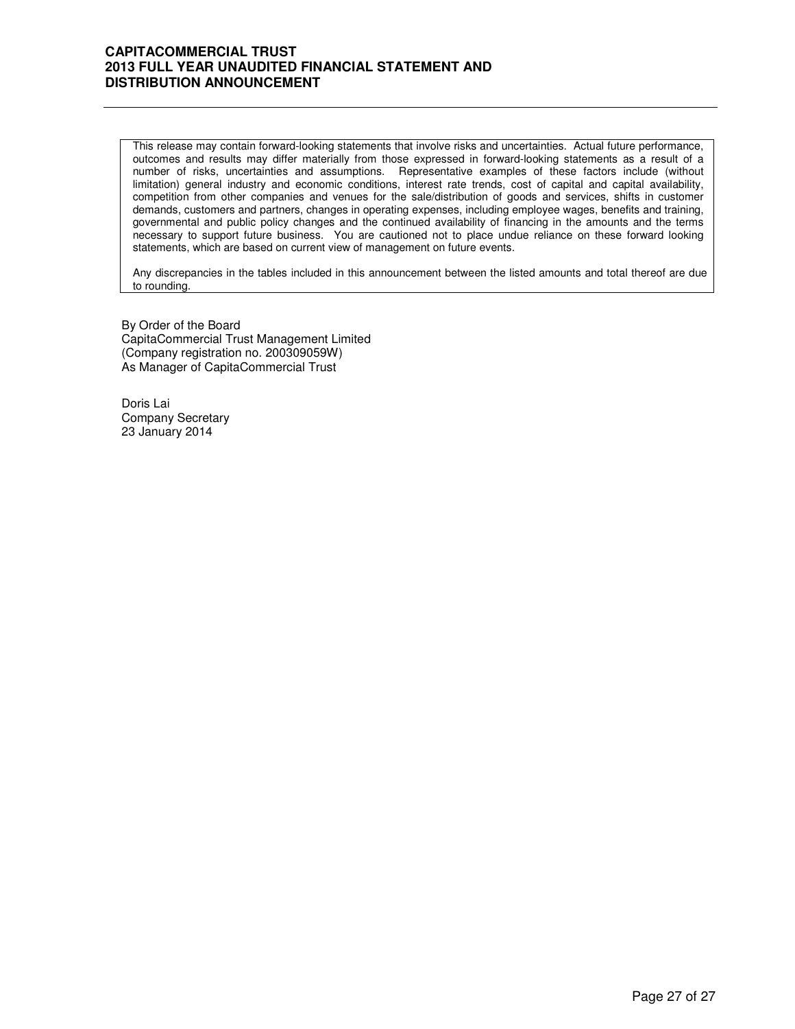This release may contain forward-looking statements that involve risks and uncertainties. Actual future performance, outcomes and results may differ materially from those expressed in forward-looking statements as a result of a number of risks, uncertainties and assumptions. Representative examples of these factors include (without limitation) general industry and economic conditions, interest rate trends, cost of capital and capital availability, competition from other companies and venues for the sale/distribution of goods and services, shifts in customer demands, customers and partners, changes in operating expenses, including employee wages, benefits and training, governmental and public policy changes and the continued availability of financing in the amounts and the terms necessary to support future business. You are cautioned not to place undue reliance on these forward looking statements, which are based on current view of management on future events.

Any discrepancies in the tables included in this announcement between the listed amounts and total thereof are due to rounding.

By Order of the Board
CapitaCommercial Trust Management Limited
(Company registration no. 200309059W)
As Manager of CapitaCommercial Trust

Doris Lai
Company Secretary
23 January 2014